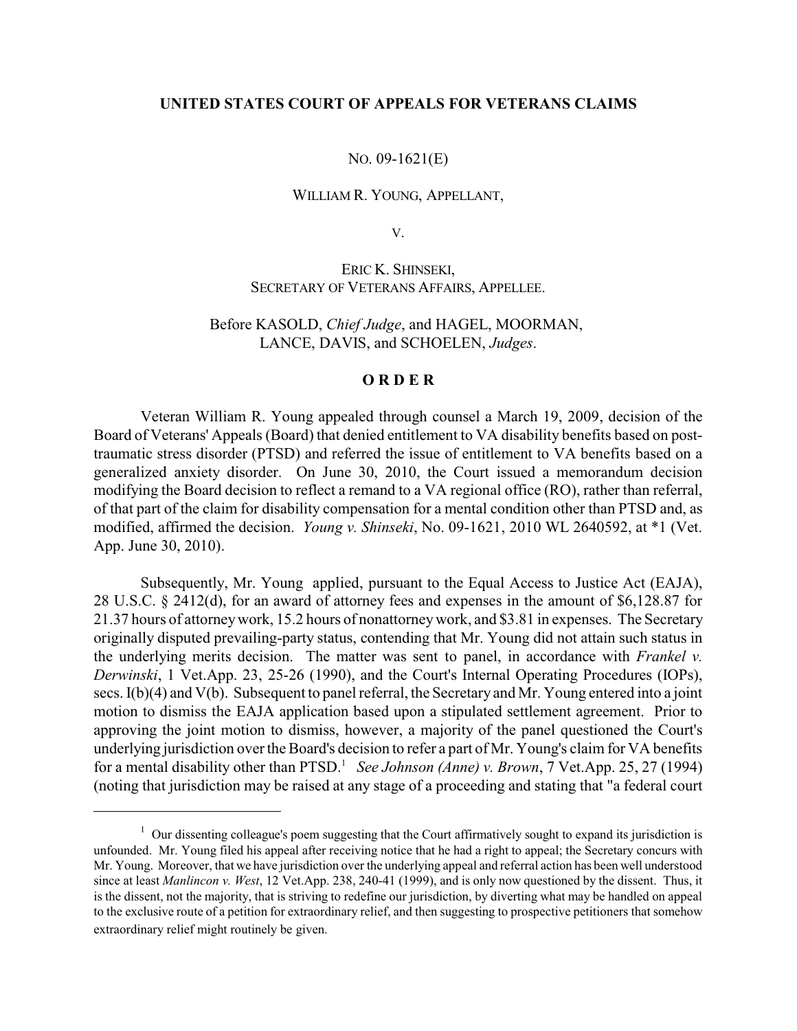**UNITED STATES COURT OF APPEALS FOR VETERANS CLAIMS**

NO. 09-1621(E)

WILLIAM R. YOUNG, APPELLANT,

V.

ERIC K. SHINSEKI,
SECRETARY OF VETERANS AFFAIRS, APPELLEE.

Before KASOLD, *Chief Judge*, and HAGEL, MOORMAN, LANCE, DAVIS, and SCHOELEN, *Judges*.

**O R D E R**

Veteran William R. Young appealed through counsel a March 19, 2009, decision of the Board of Veterans' Appeals (Board) that denied entitlement to VA disability benefits based on post-traumatic stress disorder (PTSD) and referred the issue of entitlement to VA benefits based on a generalized anxiety disorder. On June 30, 2010, the Court issued a memorandum decision modifying the Board decision to reflect a remand to a VA regional office (RO), rather than referral, of that part of the claim for disability compensation for a mental condition other than PTSD and, as modified, affirmed the decision. *Young v. Shinseki*, No. 09-1621, 2010 WL 2640592, at *1 (Vet. App. June 30, 2010).

Subsequently, Mr. Young applied, pursuant to the Equal Access to Justice Act (EAJA), 28 U.S.C. § 2412(d), for an award of attorney fees and expenses in the amount of $6,128.87 for 21.37 hours of attorney work, 15.2 hours of nonattorney work, and $3.81 in expenses. The Secretary originally disputed prevailing-party status, contending that Mr. Young did not attain such status in the underlying merits decision. The matter was sent to panel, in accordance with *Frankel v. Derwinski*, 1 Vet.App. 23, 25-26 (1990), and the Court's Internal Operating Procedures (IOPs), secs. I(b)(4) and V(b). Subsequent to panel referral, the Secretary and Mr. Young entered into a joint motion to dismiss the EAJA application based upon a stipulated settlement agreement. Prior to approving the joint motion to dismiss, however, a majority of the panel questioned the Court's underlying jurisdiction over the Board's decision to refer a part of Mr. Young's claim for VA benefits for a mental disability other than PTSD.[1] *See Johnson (Anne) v. Brown*, 7 Vet.App. 25, 27 (1994) (noting that jurisdiction may be raised at any stage of a proceeding and stating that "a federal court

[1] Our dissenting colleague's poem suggesting that the Court affirmatively sought to expand its jurisdiction is unfounded. Mr. Young filed his appeal after receiving notice that he had a right to appeal; the Secretary concurs with Mr. Young. Moreover, that we have jurisdiction over the underlying appeal and referral action has been well understood since at least *Manlincon v. West*, 12 Vet.App. 238, 240-41 (1999), and is only now questioned by the dissent. Thus, it is the dissent, not the majority, that is striving to redefine our jurisdiction, by diverting what may be handled on appeal to the exclusive route of a petition for extraordinary relief, and then suggesting to prospective petitioners that somehow extraordinary relief might routinely be given.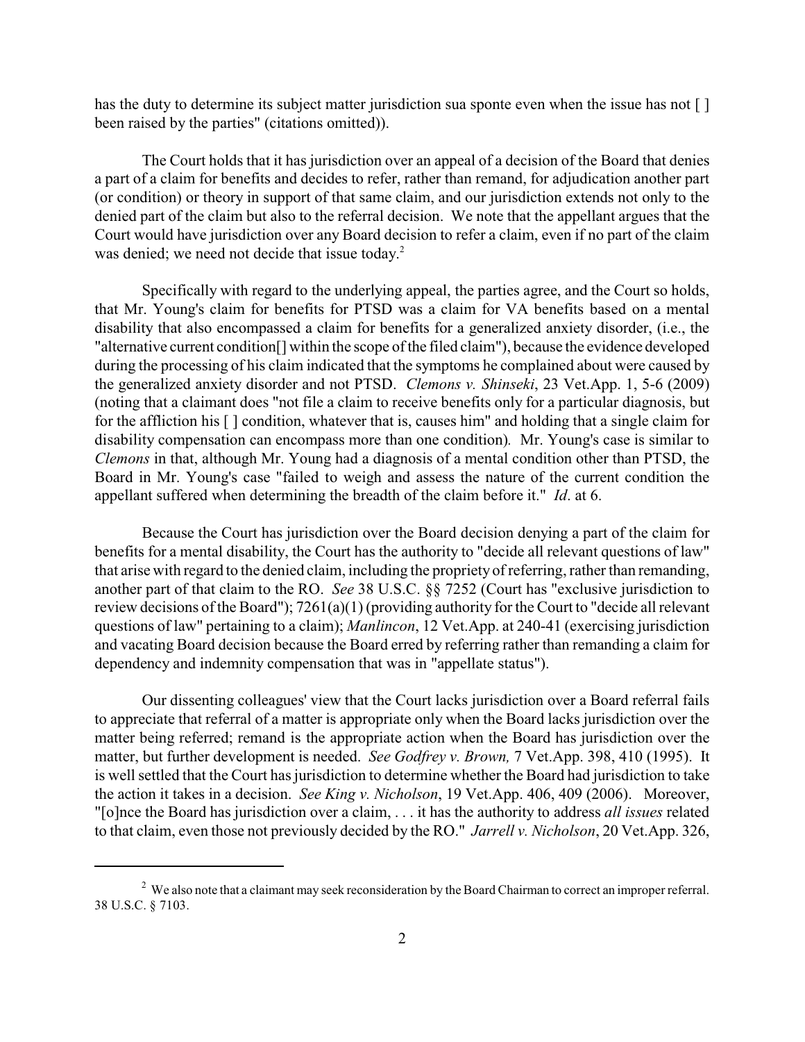has the duty to determine its subject matter jurisdiction sua sponte even when the issue has not [ ] been raised by the parties" (citations omitted)).

The Court holds that it has jurisdiction over an appeal of a decision of the Board that denies a part of a claim for benefits and decides to refer, rather than remand, for adjudication another part (or condition) or theory in support of that same claim, and our jurisdiction extends not only to the denied part of the claim but also to the referral decision. We note that the appellant argues that the Court would have jurisdiction over any Board decision to refer a claim, even if no part of the claim was denied; we need not decide that issue today.[2]

Specifically with regard to the underlying appeal, the parties agree, and the Court so holds, that Mr. Young's claim for benefits for PTSD was a claim for VA benefits based on a mental disability that also encompassed a claim for benefits for a generalized anxiety disorder, (i.e., the "alternative current condition[] within the scope of the filed claim"), because the evidence developed during the processing of his claim indicated that the symptoms he complained about were caused by the generalized anxiety disorder and not PTSD. *Clemons v. Shinseki*, 23 Vet.App. 1, 5-6 (2009) (noting that a claimant does "not file a claim to receive benefits only for a particular diagnosis, but for the affliction his [ ] condition, whatever that is, causes him" and holding that a single claim for disability compensation can encompass more than one condition). Mr. Young's case is similar to *Clemons* in that, although Mr. Young had a diagnosis of a mental condition other than PTSD, the Board in Mr. Young's case "failed to weigh and assess the nature of the current condition the appellant suffered when determining the breadth of the claim before it." *Id*. at 6.

Because the Court has jurisdiction over the Board decision denying a part of the claim for benefits for a mental disability, the Court has the authority to "decide all relevant questions of law" that arise with regard to the denied claim, including the propriety of referring, rather than remanding, another part of that claim to the RO. *See* 38 U.S.C. §§ 7252 (Court has "exclusive jurisdiction to review decisions of the Board"); 7261(a)(1) (providing authority for the Court to "decide all relevant questions of law" pertaining to a claim); *Manlincon*, 12 Vet.App. at 240-41 (exercising jurisdiction and vacating Board decision because the Board erred by referring rather than remanding a claim for dependency and indemnity compensation that was in "appellate status").

Our dissenting colleagues' view that the Court lacks jurisdiction over a Board referral fails to appreciate that referral of a matter is appropriate only when the Board lacks jurisdiction over the matter being referred; remand is the appropriate action when the Board has jurisdiction over the matter, but further development is needed. *See Godfrey v. Brown,* 7 Vet.App. 398, 410 (1995). It is well settled that the Court has jurisdiction to determine whether the Board had jurisdiction to take the action it takes in a decision. *See King v. Nicholson*, 19 Vet.App. 406, 409 (2006). Moreover, "[o]nce the Board has jurisdiction over a claim, . . . it has the authority to address *all issues* related to that claim, even those not previously decided by the RO." *Jarrell v. Nicholson*, 20 Vet.App. 326,

[2] We also note that a claimant may seek reconsideration by the Board Chairman to correct an improper referral. 38 U.S.C. § 7103.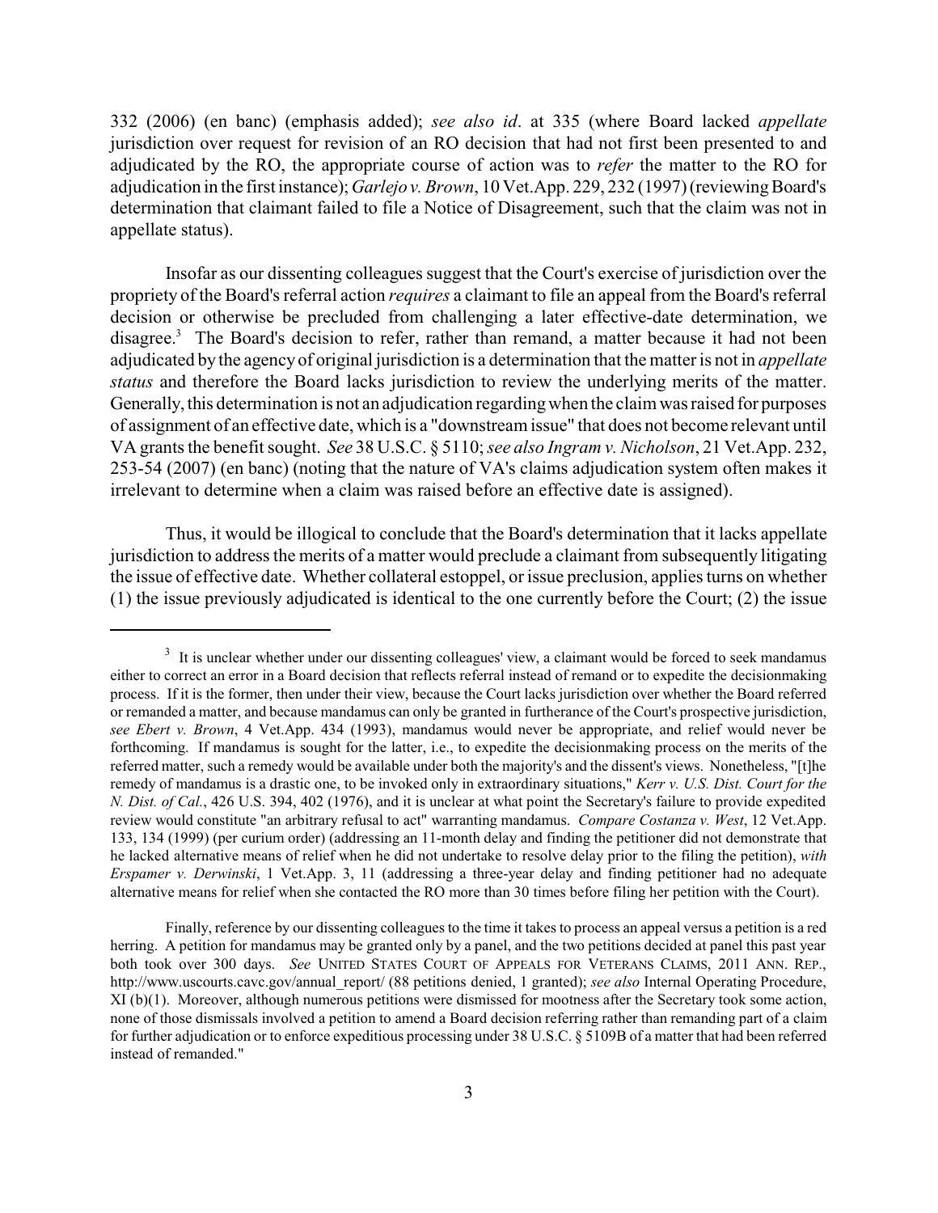332 (2006) (en banc) (emphasis added); *see also id*. at 335 (where Board lacked *appellate* jurisdiction over request for revision of an RO decision that had not first been presented to and adjudicated by the RO, the appropriate course of action was to *refer* the matter to the RO for adjudication in the first instance); *Garlejo v. Brown*, 10 Vet.App. 229, 232 (1997) (reviewing Board's determination that claimant failed to file a Notice of Disagreement, such that the claim was not in appellate status).

Insofar as our dissenting colleagues suggest that the Court's exercise of jurisdiction over the propriety of the Board's referral action *requires* a claimant to file an appeal from the Board's referral decision or otherwise be precluded from challenging a later effective-date determination, we disagree.[3] The Board's decision to refer, rather than remand, a matter because it had not been adjudicated by the agency of original jurisdiction is a determination that the matter is not in *appellate status* and therefore the Board lacks jurisdiction to review the underlying merits of the matter. Generally, this determination is not an adjudication regarding when the claim was raised for purposes of assignment of an effective date, which is a "downstream issue" that does not become relevant until VA grants the benefit sought. *See* 38 U.S.C. § 5110; *see also Ingram v. Nicholson*, 21 Vet.App. 232, 253-54 (2007) (en banc) (noting that the nature of VA's claims adjudication system often makes it irrelevant to determine when a claim was raised before an effective date is assigned).

Thus, it would be illogical to conclude that the Board's determination that it lacks appellate jurisdiction to address the merits of a matter would preclude a claimant from subsequently litigating the issue of effective date. Whether collateral estoppel, or issue preclusion, applies turns on whether (1) the issue previously adjudicated is identical to the one currently before the Court; (2) the issue

---

[3] It is unclear whether under our dissenting colleagues' view, a claimant would be forced to seek mandamus either to correct an error in a Board decision that reflects referral instead of remand or to expedite the decisionmaking process. If it is the former, then under their view, because the Court lacks jurisdiction over whether the Board referred or remanded a matter, and because mandamus can only be granted in furtherance of the Court's prospective jurisdiction, *see Ebert v. Brown*, 4 Vet.App. 434 (1993), mandamus would never be appropriate, and relief would never be forthcoming. If mandamus is sought for the latter, i.e., to expedite the decisionmaking process on the merits of the referred matter, such a remedy would be available under both the majority's and the dissent's views. Nonetheless, "[t]he remedy of mandamus is a drastic one, to be invoked only in extraordinary situations," *Kerr v. U.S. Dist. Court for the N. Dist. of Cal.*, 426 U.S. 394, 402 (1976), and it is unclear at what point the Secretary's failure to provide expedited review would constitute "an arbitrary refusal to act" warranting mandamus. *Compare Costanza v. West*, 12 Vet.App. 133, 134 (1999) (per curium order) (addressing an 11-month delay and finding the petitioner did not demonstrate that he lacked alternative means of relief when he did not undertake to resolve delay prior to the filing the petition), *with Erspamer v. Derwinski*, 1 Vet.App. 3, 11 (addressing a three-year delay and finding petitioner had no adequate alternative means for relief when she contacted the RO more than 30 times before filing her petition with the Court).

Finally, reference by our dissenting colleagues to the time it takes to process an appeal versus a petition is a red herring. A petition for mandamus may be granted only by a panel, and the two petitions decided at panel this past year both took over 300 days. *See* UNITED STATES COURT OF APPEALS FOR VETERANS CLAIMS, 2011 ANN. REP., http://www.uscourts.cavc.gov/annual_report/ (88 petitions denied, 1 granted); *see also* Internal Operating Procedure, XI (b)(1). Moreover, although numerous petitions were dismissed for mootness after the Secretary took some action, none of those dismissals involved a petition to amend a Board decision referring rather than remanding part of a claim for further adjudication or to enforce expeditious processing under 38 U.S.C. § 5109B of a matter that had been referred instead of remanded."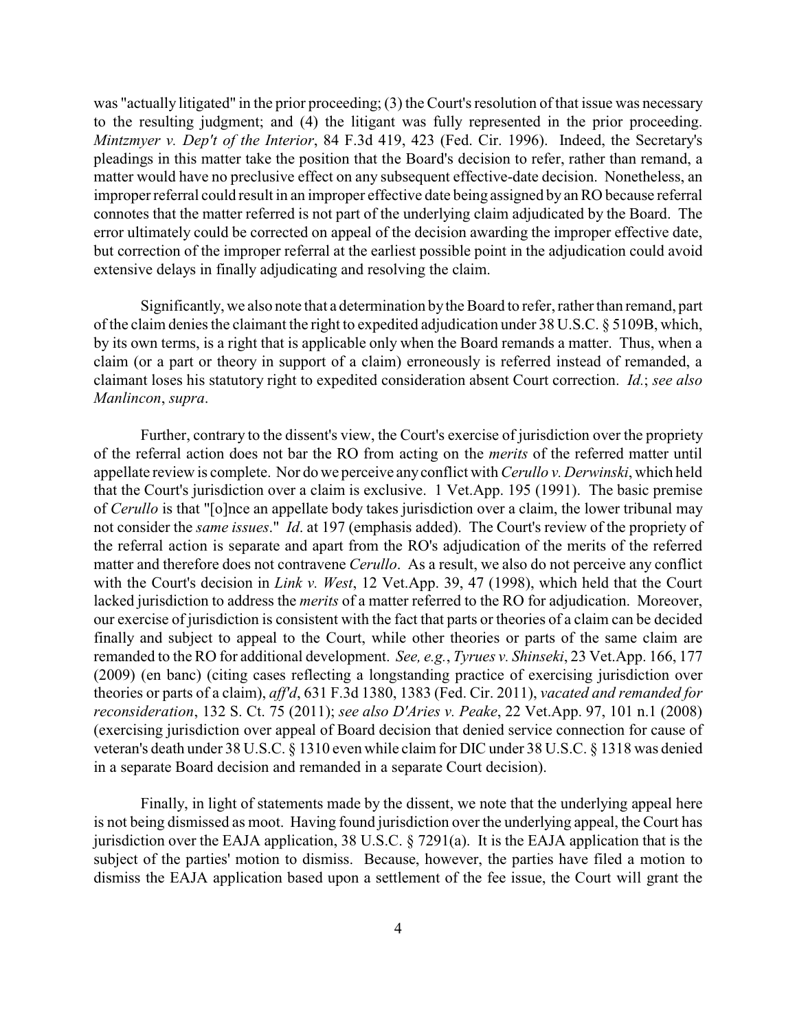was "actually litigated" in the prior proceeding; (3) the Court's resolution of that issue was necessary to the resulting judgment; and (4) the litigant was fully represented in the prior proceeding. *Mintzmyer v. Dep't of the Interior*, 84 F.3d 419, 423 (Fed. Cir. 1996). Indeed, the Secretary's pleadings in this matter take the position that the Board's decision to refer, rather than remand, a matter would have no preclusive effect on any subsequent effective-date decision. Nonetheless, an improper referral could result in an improper effective date being assigned by an RO because referral connotes that the matter referred is not part of the underlying claim adjudicated by the Board. The error ultimately could be corrected on appeal of the decision awarding the improper effective date, but correction of the improper referral at the earliest possible point in the adjudication could avoid extensive delays in finally adjudicating and resolving the claim.

Significantly, we also note that a determination by the Board to refer, rather than remand, part of the claim denies the claimant the right to expedited adjudication under 38 U.S.C. § 5109B, which, by its own terms, is a right that is applicable only when the Board remands a matter. Thus, when a claim (or a part or theory in support of a claim) erroneously is referred instead of remanded, a claimant loses his statutory right to expedited consideration absent Court correction. *Id.*; *see also Manlincon*, *supra*.

Further, contrary to the dissent's view, the Court's exercise of jurisdiction over the propriety of the referral action does not bar the RO from acting on the *merits* of the referred matter until appellate review is complete. Nor do we perceive any conflict with *Cerullo v. Derwinski*, which held that the Court's jurisdiction over a claim is exclusive. 1 Vet.App. 195 (1991). The basic premise of *Cerullo* is that "[o]nce an appellate body takes jurisdiction over a claim, the lower tribunal may not consider the *same issues*." *Id*. at 197 (emphasis added). The Court's review of the propriety of the referral action is separate and apart from the RO's adjudication of the merits of the referred matter and therefore does not contravene *Cerullo*. As a result, we also do not perceive any conflict with the Court's decision in *Link v. West*, 12 Vet.App. 39, 47 (1998), which held that the Court lacked jurisdiction to address the *merits* of a matter referred to the RO for adjudication. Moreover, our exercise of jurisdiction is consistent with the fact that parts or theories of a claim can be decided finally and subject to appeal to the Court, while other theories or parts of the same claim are remanded to the RO for additional development. *See, e.g.*, *Tyrues v. Shinseki*, 23 Vet.App. 166, 177 (2009) (en banc) (citing cases reflecting a longstanding practice of exercising jurisdiction over theories or parts of a claim), *aff'd*, 631 F.3d 1380, 1383 (Fed. Cir. 2011), *vacated and remanded for reconsideration*, 132 S. Ct. 75 (2011); *see also D'Aries v. Peake*, 22 Vet.App. 97, 101 n.1 (2008) (exercising jurisdiction over appeal of Board decision that denied service connection for cause of veteran's death under 38 U.S.C. § 1310 even while claim for DIC under 38 U.S.C. § 1318 was denied in a separate Board decision and remanded in a separate Court decision).

Finally, in light of statements made by the dissent, we note that the underlying appeal here is not being dismissed as moot. Having found jurisdiction over the underlying appeal, the Court has jurisdiction over the EAJA application, 38 U.S.C. § 7291(a). It is the EAJA application that is the subject of the parties' motion to dismiss. Because, however, the parties have filed a motion to dismiss the EAJA application based upon a settlement of the fee issue, the Court will grant the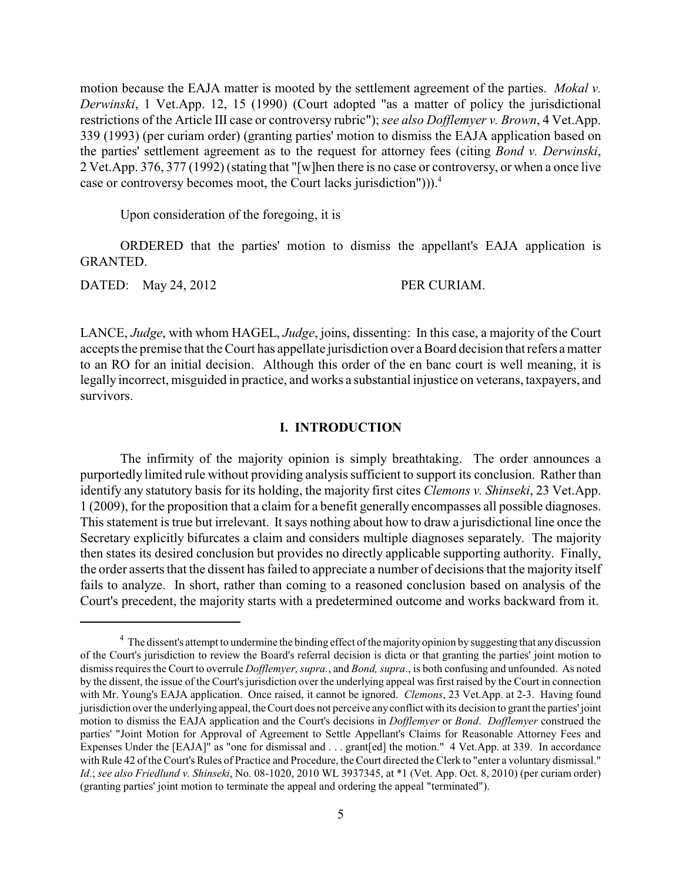motion because the EAJA matter is mooted by the settlement agreement of the parties. *Mokal v. Derwinski*, 1 Vet.App. 12, 15 (1990) (Court adopted "as a matter of policy the jurisdictional restrictions of the Article III case or controversy rubric"); *see also Dofflemyer v. Brown*, 4 Vet.App. 339 (1993) (per curiam order) (granting parties' motion to dismiss the EAJA application based on the parties' settlement agreement as to the request for attorney fees (citing *Bond v. Derwinski*, 2 Vet.App. 376, 377 (1992) (stating that "[w]hen there is no case or controversy, or when a once live case or controversy becomes moot, the Court lacks jurisdiction"))).[4]

Upon consideration of the foregoing, it is

ORDERED that the parties' motion to dismiss the appellant's EAJA application is GRANTED.

DATED: May 24, 2012 PER CURIAM.

LANCE, *Judge*, with whom HAGEL, *Judge*, joins, dissenting: In this case, a majority of the Court accepts the premise that the Court has appellate jurisdiction over a Board decision that refers a matter to an RO for an initial decision. Although this order of the en banc court is well meaning, it is legally incorrect, misguided in practice, and works a substantial injustice on veterans, taxpayers, and survivors.

## I. INTRODUCTION

The infirmity of the majority opinion is simply breathtaking. The order announces a purportedly limited rule without providing analysis sufficient to support its conclusion. Rather than identify any statutory basis for its holding, the majority first cites *Clemons v. Shinseki*, 23 Vet.App. 1 (2009), for the proposition that a claim for a benefit generally encompasses all possible diagnoses. This statement is true but irrelevant. It says nothing about how to draw a jurisdictional line once the Secretary explicitly bifurcates a claim and considers multiple diagnoses separately. The majority then states its desired conclusion but provides no directly applicable supporting authority. Finally, the order asserts that the dissent has failed to appreciate a number of decisions that the majority itself fails to analyze. In short, rather than coming to a reasoned conclusion based on analysis of the Court's precedent, the majority starts with a predetermined outcome and works backward from it.

---

[4] The dissent's attempt to undermine the binding effect of the majority opinion by suggesting that any discussion of the Court's jurisdiction to review the Board's referral decision is dicta or that granting the parties' joint motion to dismiss requires the Court to overrule *Dofflemyer, supra.*, and *Bond, supra*., is both confusing and unfounded. As noted by the dissent, the issue of the Court's jurisdiction over the underlying appeal was first raised by the Court in connection with Mr. Young's EAJA application. Once raised, it cannot be ignored. *Clemons*, 23 Vet.App. at 2-3. Having found jurisdiction over the underlying appeal, the Court does not perceive any conflict with its decision to grant the parties' joint motion to dismiss the EAJA application and the Court's decisions in *Dofflemyer* or *Bond*. *Dofflemyer* construed the parties' "Joint Motion for Approval of Agreement to Settle Appellant's Claims for Reasonable Attorney Fees and Expenses Under the [EAJA]" as "one for dismissal and . . . grant[ed] the motion." 4 Vet.App. at 339. In accordance with Rule 42 of the Court's Rules of Practice and Procedure, the Court directed the Clerk to "enter a voluntary dismissal." *Id*.; *see also Friedlund v. Shinseki*, No. 08-1020, 2010 WL 3937345, at *1 (Vet. App. Oct. 8, 2010) (per curiam order) (granting parties' joint motion to terminate the appeal and ordering the appeal "terminated").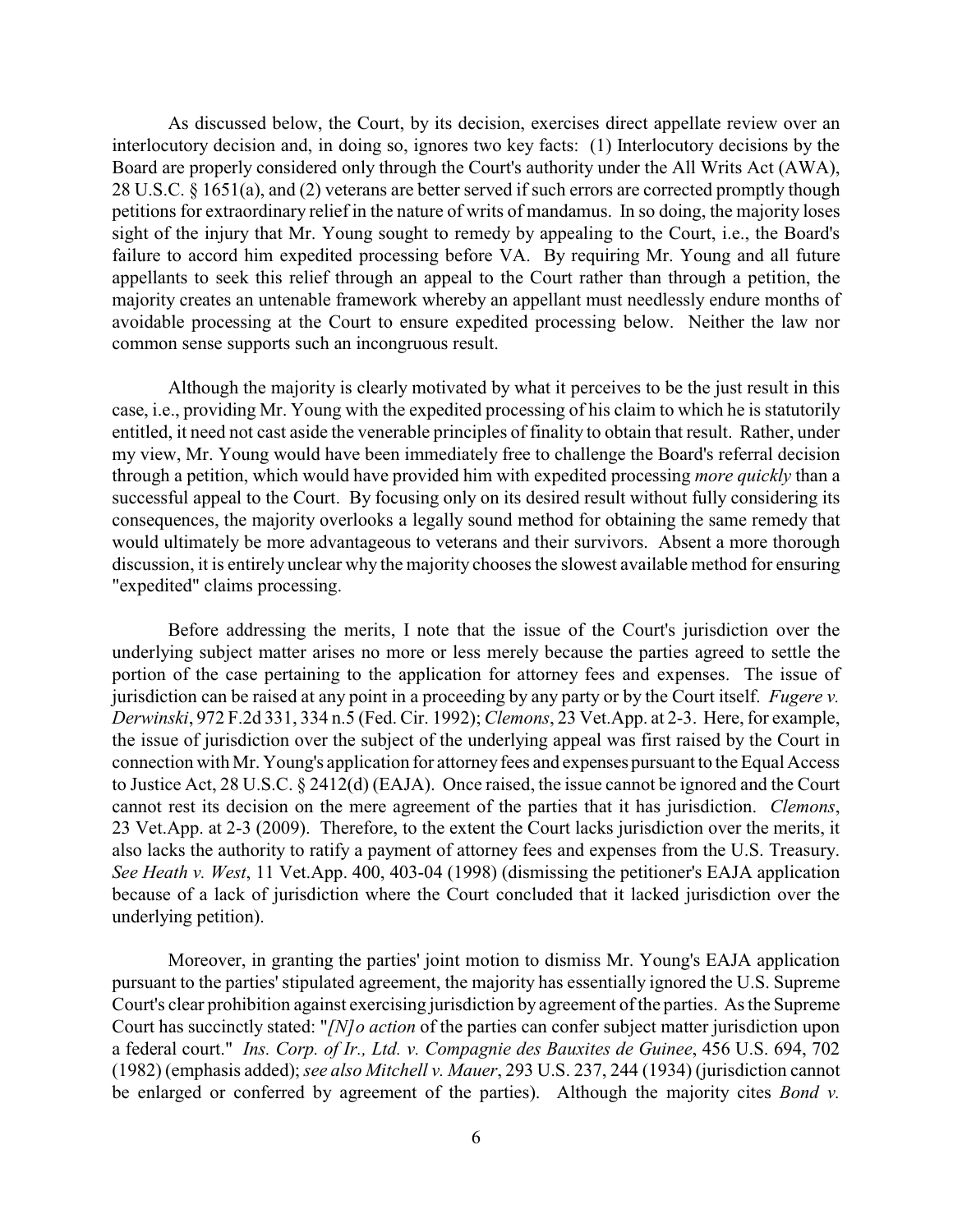As discussed below, the Court, by its decision, exercises direct appellate review over an interlocutory decision and, in doing so, ignores two key facts: (1) Interlocutory decisions by the Board are properly considered only through the Court's authority under the All Writs Act (AWA), 28 U.S.C. § 1651(a), and (2) veterans are better served if such errors are corrected promptly though petitions for extraordinary relief in the nature of writs of mandamus. In so doing, the majority loses sight of the injury that Mr. Young sought to remedy by appealing to the Court, i.e., the Board's failure to accord him expedited processing before VA. By requiring Mr. Young and all future appellants to seek this relief through an appeal to the Court rather than through a petition, the majority creates an untenable framework whereby an appellant must needlessly endure months of avoidable processing at the Court to ensure expedited processing below. Neither the law nor common sense supports such an incongruous result.

Although the majority is clearly motivated by what it perceives to be the just result in this case, i.e., providing Mr. Young with the expedited processing of his claim to which he is statutorily entitled, it need not cast aside the venerable principles of finality to obtain that result. Rather, under my view, Mr. Young would have been immediately free to challenge the Board's referral decision through a petition, which would have provided him with expedited processing *more quickly* than a successful appeal to the Court. By focusing only on its desired result without fully considering its consequences, the majority overlooks a legally sound method for obtaining the same remedy that would ultimately be more advantageous to veterans and their survivors. Absent a more thorough discussion, it is entirely unclear why the majority chooses the slowest available method for ensuring "expedited" claims processing.

Before addressing the merits, I note that the issue of the Court's jurisdiction over the underlying subject matter arises no more or less merely because the parties agreed to settle the portion of the case pertaining to the application for attorney fees and expenses. The issue of jurisdiction can be raised at any point in a proceeding by any party or by the Court itself. *Fugere v. Derwinski*, 972 F.2d 331, 334 n.5 (Fed. Cir. 1992); *Clemons*, 23 Vet.App. at 2-3. Here, for example, the issue of jurisdiction over the subject of the underlying appeal was first raised by the Court in connection with Mr. Young's application for attorney fees and expenses pursuant to the Equal Access to Justice Act, 28 U.S.C. § 2412(d) (EAJA). Once raised, the issue cannot be ignored and the Court cannot rest its decision on the mere agreement of the parties that it has jurisdiction. *Clemons*, 23 Vet.App. at 2-3 (2009). Therefore, to the extent the Court lacks jurisdiction over the merits, it also lacks the authority to ratify a payment of attorney fees and expenses from the U.S. Treasury. *See Heath v. West*, 11 Vet.App. 400, 403-04 (1998) (dismissing the petitioner's EAJA application because of a lack of jurisdiction where the Court concluded that it lacked jurisdiction over the underlying petition).

Moreover, in granting the parties' joint motion to dismiss Mr. Young's EAJA application pursuant to the parties' stipulated agreement, the majority has essentially ignored the U.S. Supreme Court's clear prohibition against exercising jurisdiction by agreement of the parties. As the Supreme Court has succinctly stated: "*[N]o action* of the parties can confer subject matter jurisdiction upon a federal court." *Ins. Corp. of Ir., Ltd. v. Compagnie des Bauxites de Guinee*, 456 U.S. 694, 702 (1982) (emphasis added); *see also Mitchell v. Mauer*, 293 U.S. 237, 244 (1934) (jurisdiction cannot be enlarged or conferred by agreement of the parties). Although the majority cites *Bond v.*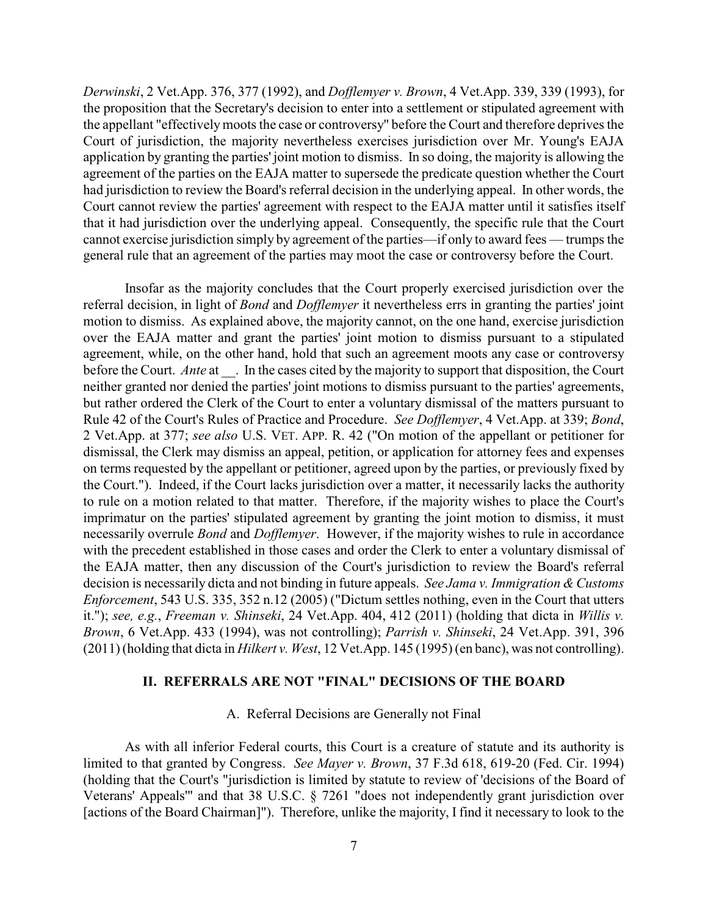*Derwinski*, 2 Vet.App. 376, 377 (1992), and *Dofflemyer v. Brown*, 4 Vet.App. 339, 339 (1993), for the proposition that the Secretary's decision to enter into a settlement or stipulated agreement with the appellant "effectively moots the case or controversy" before the Court and therefore deprives the Court of jurisdiction, the majority nevertheless exercises jurisdiction over Mr. Young's EAJA application by granting the parties' joint motion to dismiss. In so doing, the majority is allowing the agreement of the parties on the EAJA matter to supersede the predicate question whether the Court had jurisdiction to review the Board's referral decision in the underlying appeal. In other words, the Court cannot review the parties' agreement with respect to the EAJA matter until it satisfies itself that it had jurisdiction over the underlying appeal. Consequently, the specific rule that the Court cannot exercise jurisdiction simply by agreement of the parties—if only to award fees — trumps the general rule that an agreement of the parties may moot the case or controversy before the Court.

Insofar as the majority concludes that the Court properly exercised jurisdiction over the referral decision, in light of *Bond* and *Dofflemyer* it nevertheless errs in granting the parties' joint motion to dismiss. As explained above, the majority cannot, on the one hand, exercise jurisdiction over the EAJA matter and grant the parties' joint motion to dismiss pursuant to a stipulated agreement, while, on the other hand, hold that such an agreement moots any case or controversy before the Court. *Ante* at __. In the cases cited by the majority to support that disposition, the Court neither granted nor denied the parties' joint motions to dismiss pursuant to the parties' agreements, but rather ordered the Clerk of the Court to enter a voluntary dismissal of the matters pursuant to Rule 42 of the Court's Rules of Practice and Procedure. *See Dofflemyer*, 4 Vet.App. at 339; *Bond*, 2 Vet.App. at 377; *see also* U.S. VET. APP. R. 42 ("On motion of the appellant or petitioner for dismissal, the Clerk may dismiss an appeal, petition, or application for attorney fees and expenses on terms requested by the appellant or petitioner, agreed upon by the parties, or previously fixed by the Court."). Indeed, if the Court lacks jurisdiction over a matter, it necessarily lacks the authority to rule on a motion related to that matter. Therefore, if the majority wishes to place the Court's imprimatur on the parties' stipulated agreement by granting the joint motion to dismiss, it must necessarily overrule *Bond* and *Dofflemyer*. However, if the majority wishes to rule in accordance with the precedent established in those cases and order the Clerk to enter a voluntary dismissal of the EAJA matter, then any discussion of the Court's jurisdiction to review the Board's referral decision is necessarily dicta and not binding in future appeals. *See Jama v. Immigration & Customs Enforcement*, 543 U.S. 335, 352 n.12 (2005) ("Dictum settles nothing, even in the Court that utters it."); *see, e.g.*, *Freeman v. Shinseki*, 24 Vet.App. 404, 412 (2011) (holding that dicta in *Willis v. Brown*, 6 Vet.App. 433 (1994), was not controlling); *Parrish v. Shinseki*, 24 Vet.App. 391, 396 (2011) (holding that dicta in *Hilkert v. West*, 12 Vet.App. 145 (1995) (en banc), was not controlling).

## II. REFERRALS ARE NOT "FINAL" DECISIONS OF THE BOARD

### A. Referral Decisions are Generally not Final

As with all inferior Federal courts, this Court is a creature of statute and its authority is limited to that granted by Congress. *See Mayer v. Brown*, 37 F.3d 618, 619-20 (Fed. Cir. 1994) (holding that the Court's "jurisdiction is limited by statute to review of 'decisions of the Board of Veterans' Appeals'" and that 38 U.S.C. § 7261 "does not independently grant jurisdiction over [actions of the Board Chairman]"). Therefore, unlike the majority, I find it necessary to look to the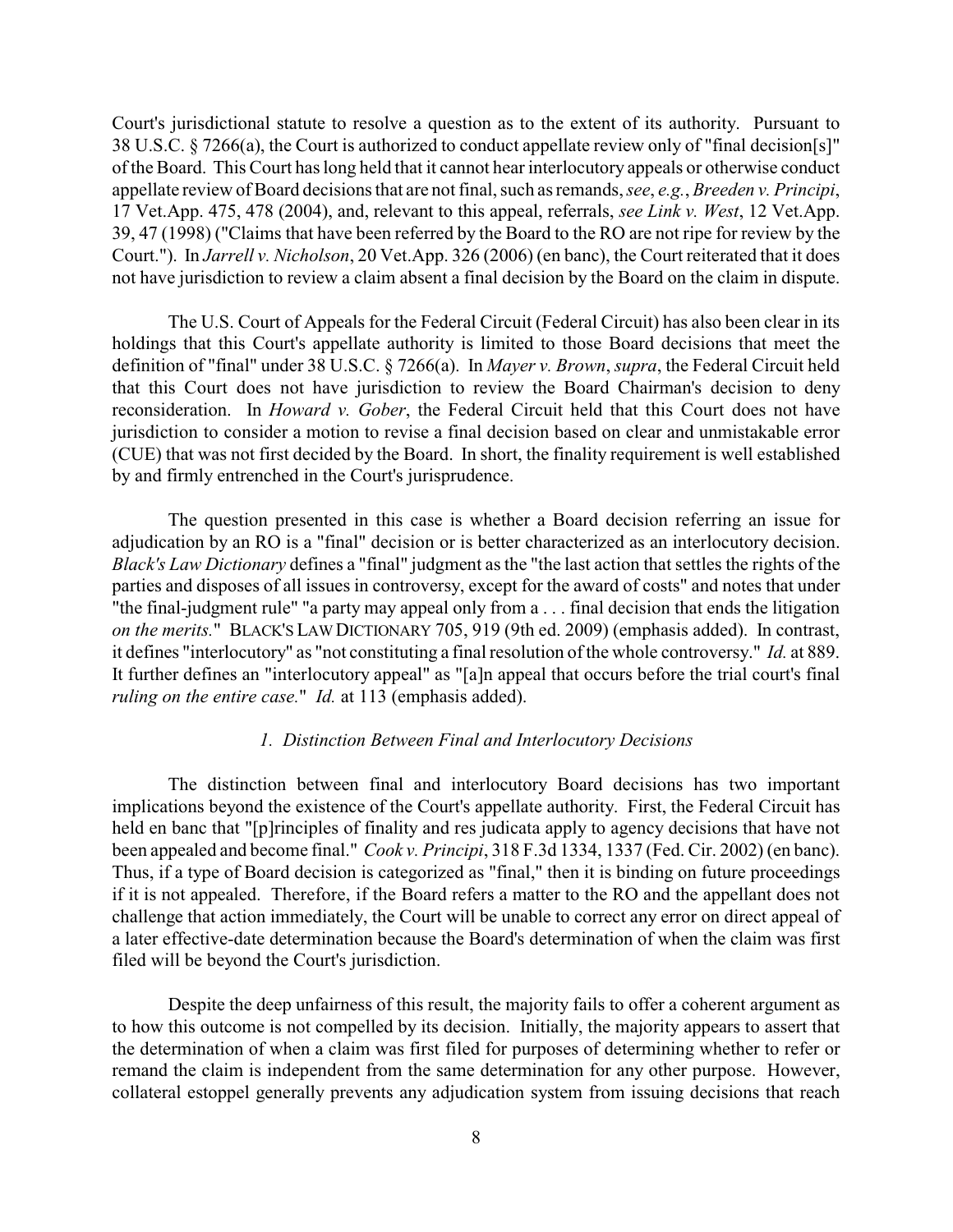Court's jurisdictional statute to resolve a question as to the extent of its authority. Pursuant to 38 U.S.C. § 7266(a), the Court is authorized to conduct appellate review only of "final decision[s]" of the Board. This Court has long held that it cannot hear interlocutory appeals or otherwise conduct appellate review of Board decisions that are not final, such as remands, *see*, *e.g.*, *Breeden v. Principi*, 17 Vet.App. 475, 478 (2004), and, relevant to this appeal, referrals, *see Link v. West*, 12 Vet.App. 39, 47 (1998) ("Claims that have been referred by the Board to the RO are not ripe for review by the Court."). In *Jarrell v. Nicholson*, 20 Vet.App. 326 (2006) (en banc), the Court reiterated that it does not have jurisdiction to review a claim absent a final decision by the Board on the claim in dispute.

The U.S. Court of Appeals for the Federal Circuit (Federal Circuit) has also been clear in its holdings that this Court's appellate authority is limited to those Board decisions that meet the definition of "final" under 38 U.S.C. § 7266(a). In *Mayer v. Brown*, *supra*, the Federal Circuit held that this Court does not have jurisdiction to review the Board Chairman's decision to deny reconsideration. In *Howard v. Gober*, the Federal Circuit held that this Court does not have jurisdiction to consider a motion to revise a final decision based on clear and unmistakable error (CUE) that was not first decided by the Board. In short, the finality requirement is well established by and firmly entrenched in the Court's jurisprudence.

The question presented in this case is whether a Board decision referring an issue for adjudication by an RO is a "final" decision or is better characterized as an interlocutory decision. *Black's Law Dictionary* defines a "final" judgment as the "the last action that settles the rights of the parties and disposes of all issues in controversy, except for the award of costs" and notes that under "the final-judgment rule" "a party may appeal only from a . . . final decision that ends the litigation *on the merits.*" BLACK'S LAW DICTIONARY 705, 919 (9th ed. 2009) (emphasis added). In contrast, it defines "interlocutory" as "not constituting a final resolution of the whole controversy." *Id.* at 889. It further defines an "interlocutory appeal" as "[a]n appeal that occurs before the trial court's final *ruling on the entire case.*" *Id.* at 113 (emphasis added).

### *1. Distinction Between Final and Interlocutory Decisions*

The distinction between final and interlocutory Board decisions has two important implications beyond the existence of the Court's appellate authority. First, the Federal Circuit has held en banc that "[p]rinciples of finality and res judicata apply to agency decisions that have not been appealed and become final." *Cook v. Principi*, 318 F.3d 1334, 1337 (Fed. Cir. 2002) (en banc). Thus, if a type of Board decision is categorized as "final," then it is binding on future proceedings if it is not appealed. Therefore, if the Board refers a matter to the RO and the appellant does not challenge that action immediately, the Court will be unable to correct any error on direct appeal of a later effective-date determination because the Board's determination of when the claim was first filed will be beyond the Court's jurisdiction.

Despite the deep unfairness of this result, the majority fails to offer a coherent argument as to how this outcome is not compelled by its decision. Initially, the majority appears to assert that the determination of when a claim was first filed for purposes of determining whether to refer or remand the claim is independent from the same determination for any other purpose. However, collateral estoppel generally prevents any adjudication system from issuing decisions that reach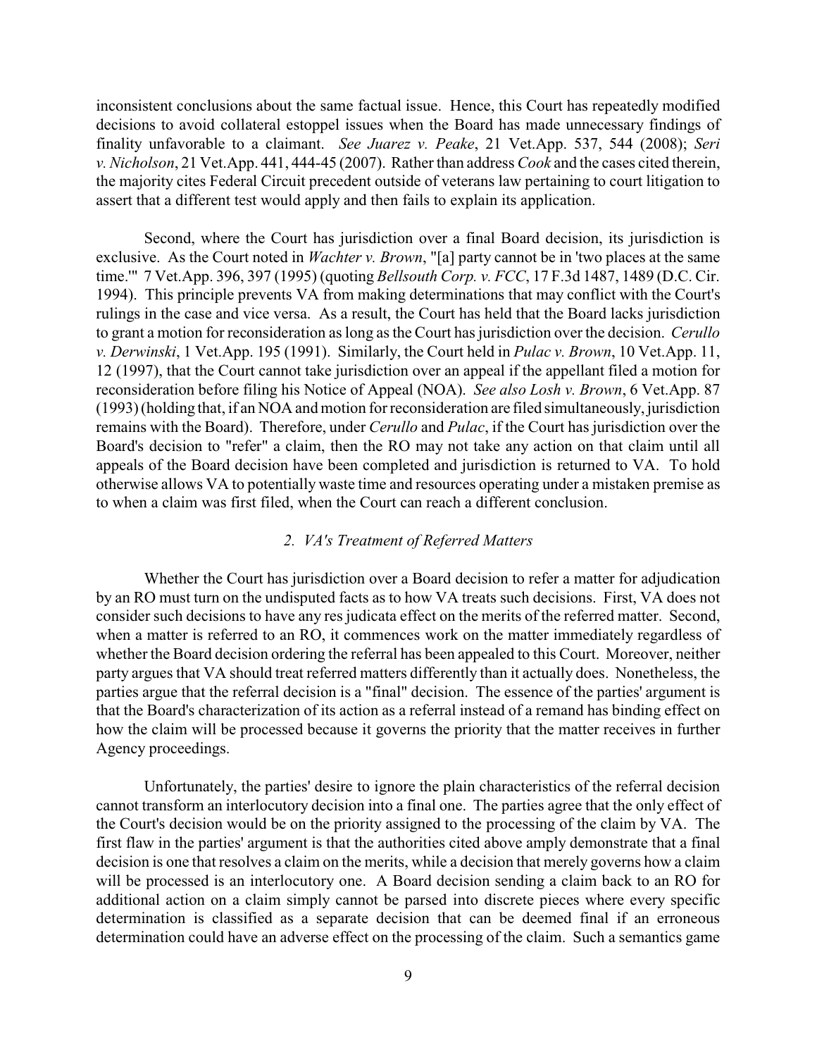inconsistent conclusions about the same factual issue. Hence, this Court has repeatedly modified decisions to avoid collateral estoppel issues when the Board has made unnecessary findings of finality unfavorable to a claimant. *See Juarez v. Peake*, 21 Vet.App. 537, 544 (2008); *Seri v. Nicholson*, 21 Vet.App. 441, 444-45 (2007). Rather than address *Cook* and the cases cited therein, the majority cites Federal Circuit precedent outside of veterans law pertaining to court litigation to assert that a different test would apply and then fails to explain its application.

Second, where the Court has jurisdiction over a final Board decision, its jurisdiction is exclusive. As the Court noted in *Wachter v. Brown*, "[a] party cannot be in 'two places at the same time.'" 7 Vet.App. 396, 397 (1995) (quoting *Bellsouth Corp. v. FCC*, 17 F.3d 1487, 1489 (D.C. Cir. 1994). This principle prevents VA from making determinations that may conflict with the Court's rulings in the case and vice versa. As a result, the Court has held that the Board lacks jurisdiction to grant a motion for reconsideration as long as the Court has jurisdiction over the decision. *Cerullo v. Derwinski*, 1 Vet.App. 195 (1991). Similarly, the Court held in *Pulac v. Brown*, 10 Vet.App. 11, 12 (1997), that the Court cannot take jurisdiction over an appeal if the appellant filed a motion for reconsideration before filing his Notice of Appeal (NOA). *See also Losh v. Brown*, 6 Vet.App. 87 (1993) (holding that, if an NOA and motion for reconsideration are filed simultaneously, jurisdiction remains with the Board). Therefore, under *Cerullo* and *Pulac*, if the Court has jurisdiction over the Board's decision to "refer" a claim, then the RO may not take any action on that claim until all appeals of the Board decision have been completed and jurisdiction is returned to VA. To hold otherwise allows VA to potentially waste time and resources operating under a mistaken premise as to when a claim was first filed, when the Court can reach a different conclusion.

### *2. VA's Treatment of Referred Matters*

Whether the Court has jurisdiction over a Board decision to refer a matter for adjudication by an RO must turn on the undisputed facts as to how VA treats such decisions. First, VA does not consider such decisions to have any res judicata effect on the merits of the referred matter. Second, when a matter is referred to an RO, it commences work on the matter immediately regardless of whether the Board decision ordering the referral has been appealed to this Court. Moreover, neither party argues that VA should treat referred matters differently than it actually does. Nonetheless, the parties argue that the referral decision is a "final" decision. The essence of the parties' argument is that the Board's characterization of its action as a referral instead of a remand has binding effect on how the claim will be processed because it governs the priority that the matter receives in further Agency proceedings.

Unfortunately, the parties' desire to ignore the plain characteristics of the referral decision cannot transform an interlocutory decision into a final one. The parties agree that the only effect of the Court's decision would be on the priority assigned to the processing of the claim by VA. The first flaw in the parties' argument is that the authorities cited above amply demonstrate that a final decision is one that resolves a claim on the merits, while a decision that merely governs how a claim will be processed is an interlocutory one. A Board decision sending a claim back to an RO for additional action on a claim simply cannot be parsed into discrete pieces where every specific determination is classified as a separate decision that can be deemed final if an erroneous determination could have an adverse effect on the processing of the claim. Such a semantics game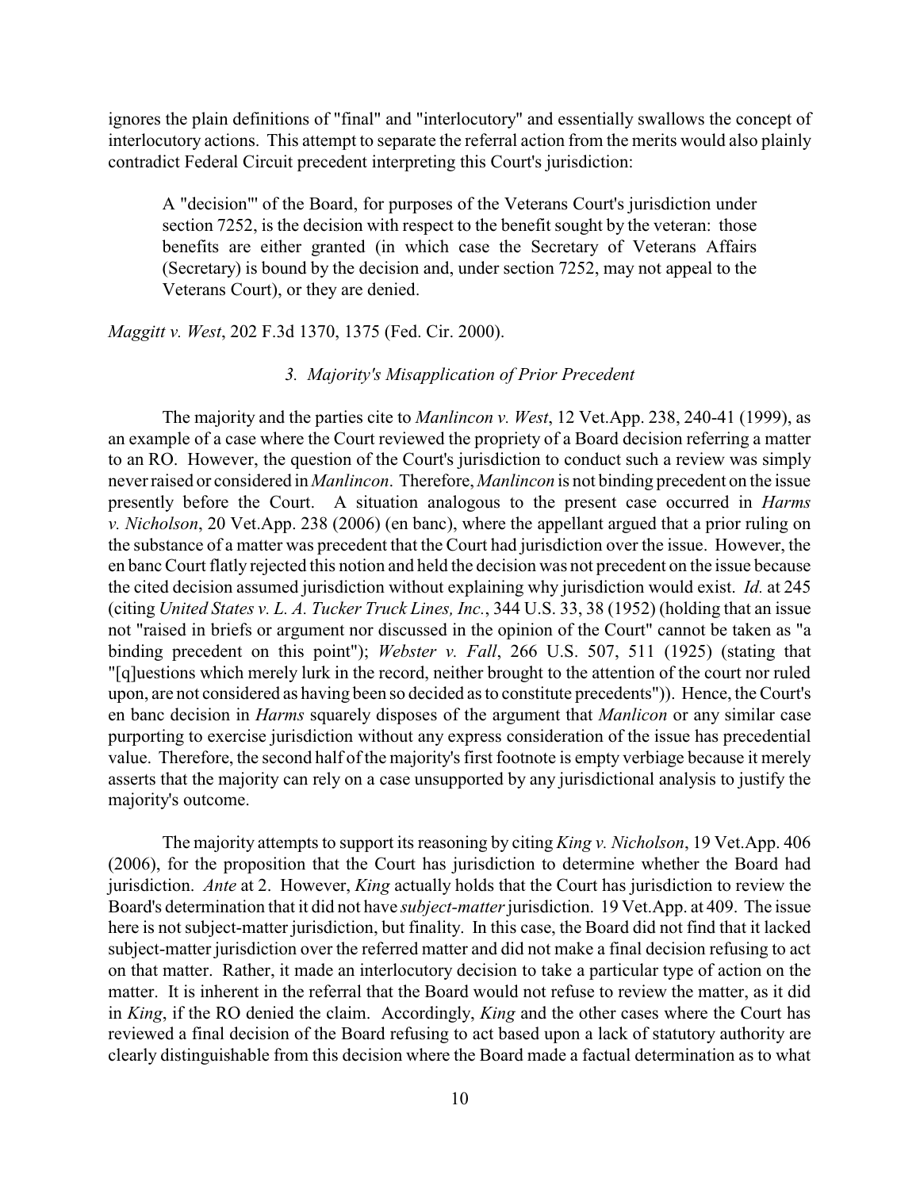ignores the plain definitions of "final" and "interlocutory" and essentially swallows the concept of interlocutory actions. This attempt to separate the referral action from the merits would also plainly contradict Federal Circuit precedent interpreting this Court's jurisdiction:

> A "decision"' of the Board, for purposes of the Veterans Court's jurisdiction under section 7252, is the decision with respect to the benefit sought by the veteran: those benefits are either granted (in which case the Secretary of Veterans Affairs (Secretary) is bound by the decision and, under section 7252, may not appeal to the Veterans Court), or they are denied.

*Maggitt v. West*, 202 F.3d 1370, 1375 (Fed. Cir. 2000).

### *3. Majority's Misapplication of Prior Precedent*

The majority and the parties cite to *Manlincon v. West*, 12 Vet.App. 238, 240-41 (1999), as an example of a case where the Court reviewed the propriety of a Board decision referring a matter to an RO. However, the question of the Court's jurisdiction to conduct such a review was simply never raised or considered in *Manlincon*. Therefore, *Manlincon* is not binding precedent on the issue presently before the Court. A situation analogous to the present case occurred in *Harms v. Nicholson*, 20 Vet.App. 238 (2006) (en banc), where the appellant argued that a prior ruling on the substance of a matter was precedent that the Court had jurisdiction over the issue. However, the en banc Court flatly rejected this notion and held the decision was not precedent on the issue because the cited decision assumed jurisdiction without explaining why jurisdiction would exist. *Id.* at 245 (citing *United States v. L. A. Tucker Truck Lines, Inc.*, 344 U.S. 33, 38 (1952) (holding that an issue not "raised in briefs or argument nor discussed in the opinion of the Court" cannot be taken as "a binding precedent on this point"); *Webster v. Fall*, 266 U.S. 507, 511 (1925) (stating that "[q]uestions which merely lurk in the record, neither brought to the attention of the court nor ruled upon, are not considered as having been so decided as to constitute precedents")). Hence, the Court's en banc decision in *Harms* squarely disposes of the argument that *Manlicon* or any similar case purporting to exercise jurisdiction without any express consideration of the issue has precedential value. Therefore, the second half of the majority's first footnote is empty verbiage because it merely asserts that the majority can rely on a case unsupported by any jurisdictional analysis to justify the majority's outcome.

The majority attempts to support its reasoning by citing *King v. Nicholson*, 19 Vet.App. 406 (2006), for the proposition that the Court has jurisdiction to determine whether the Board had jurisdiction. *Ante* at 2. However, *King* actually holds that the Court has jurisdiction to review the Board's determination that it did not have *subject-matter* jurisdiction. 19 Vet.App. at 409. The issue here is not subject-matter jurisdiction, but finality. In this case, the Board did not find that it lacked subject-matter jurisdiction over the referred matter and did not make a final decision refusing to act on that matter. Rather, it made an interlocutory decision to take a particular type of action on the matter. It is inherent in the referral that the Board would not refuse to review the matter, as it did in *King*, if the RO denied the claim. Accordingly, *King* and the other cases where the Court has reviewed a final decision of the Board refusing to act based upon a lack of statutory authority are clearly distinguishable from this decision where the Board made a factual determination as to what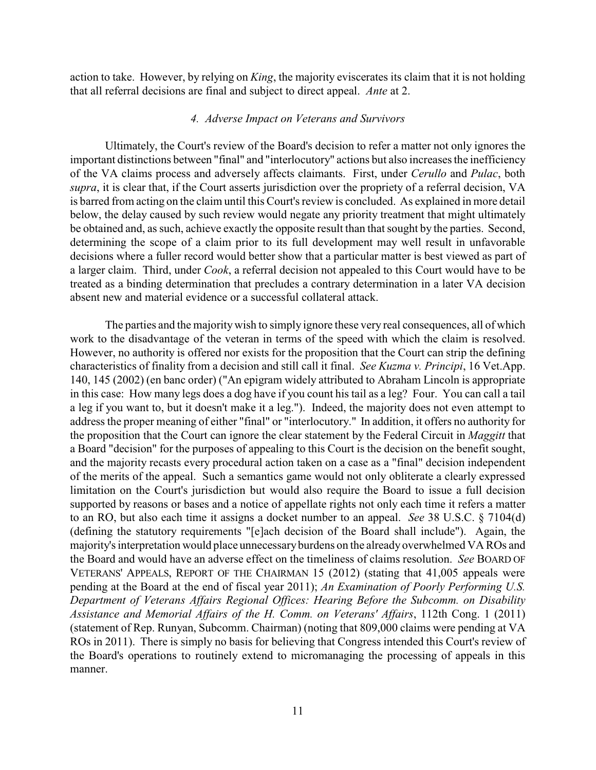action to take. However, by relying on *King*, the majority eviscerates its claim that it is not holding that all referral decisions are final and subject to direct appeal. *Ante* at 2.

#### *4. Adverse Impact on Veterans and Survivors*

Ultimately, the Court's review of the Board's decision to refer a matter not only ignores the important distinctions between "final" and "interlocutory" actions but also increases the inefficiency of the VA claims process and adversely affects claimants. First, under *Cerullo* and *Pulac*, both *supra*, it is clear that, if the Court asserts jurisdiction over the propriety of a referral decision, VA is barred from acting on the claim until this Court's review is concluded. As explained in more detail below, the delay caused by such review would negate any priority treatment that might ultimately be obtained and, as such, achieve exactly the opposite result than that sought by the parties. Second, determining the scope of a claim prior to its full development may well result in unfavorable decisions where a fuller record would better show that a particular matter is best viewed as part of a larger claim. Third, under *Cook*, a referral decision not appealed to this Court would have to be treated as a binding determination that precludes a contrary determination in a later VA decision absent new and material evidence or a successful collateral attack.

The parties and the majority wish to simply ignore these very real consequences, all of which work to the disadvantage of the veteran in terms of the speed with which the claim is resolved. However, no authority is offered nor exists for the proposition that the Court can strip the defining characteristics of finality from a decision and still call it final. *See Kuzma v. Principi*, 16 Vet.App. 140, 145 (2002) (en banc order) ("An epigram widely attributed to Abraham Lincoln is appropriate in this case: How many legs does a dog have if you count his tail as a leg? Four. You can call a tail a leg if you want to, but it doesn't make it a leg."). Indeed, the majority does not even attempt to address the proper meaning of either "final" or "interlocutory." In addition, it offers no authority for the proposition that the Court can ignore the clear statement by the Federal Circuit in *Maggitt* that a Board "decision" for the purposes of appealing to this Court is the decision on the benefit sought, and the majority recasts every procedural action taken on a case as a "final" decision independent of the merits of the appeal. Such a semantics game would not only obliterate a clearly expressed limitation on the Court's jurisdiction but would also require the Board to issue a full decision supported by reasons or bases and a notice of appellate rights not only each time it refers a matter to an RO, but also each time it assigns a docket number to an appeal. *See* 38 U.S.C. § 7104(d) (defining the statutory requirements "[e]ach decision of the Board shall include"). Again, the majority's interpretation would place unnecessary burdens on the already overwhelmed VA ROs and the Board and would have an adverse effect on the timeliness of claims resolution. *See* BOARD OF VETERANS' APPEALS, REPORT OF THE CHAIRMAN 15 (2012) (stating that 41,005 appeals were pending at the Board at the end of fiscal year 2011); *An Examination of Poorly Performing U.S. Department of Veterans Affairs Regional Offices: Hearing Before the Subcomm. on Disability Assistance and Memorial Affairs of the H. Comm. on Veterans' Affairs*, 112th Cong. 1 (2011) (statement of Rep. Runyan, Subcomm. Chairman) (noting that 809,000 claims were pending at VA ROs in 2011). There is simply no basis for believing that Congress intended this Court's review of the Board's operations to routinely extend to micromanaging the processing of appeals in this manner.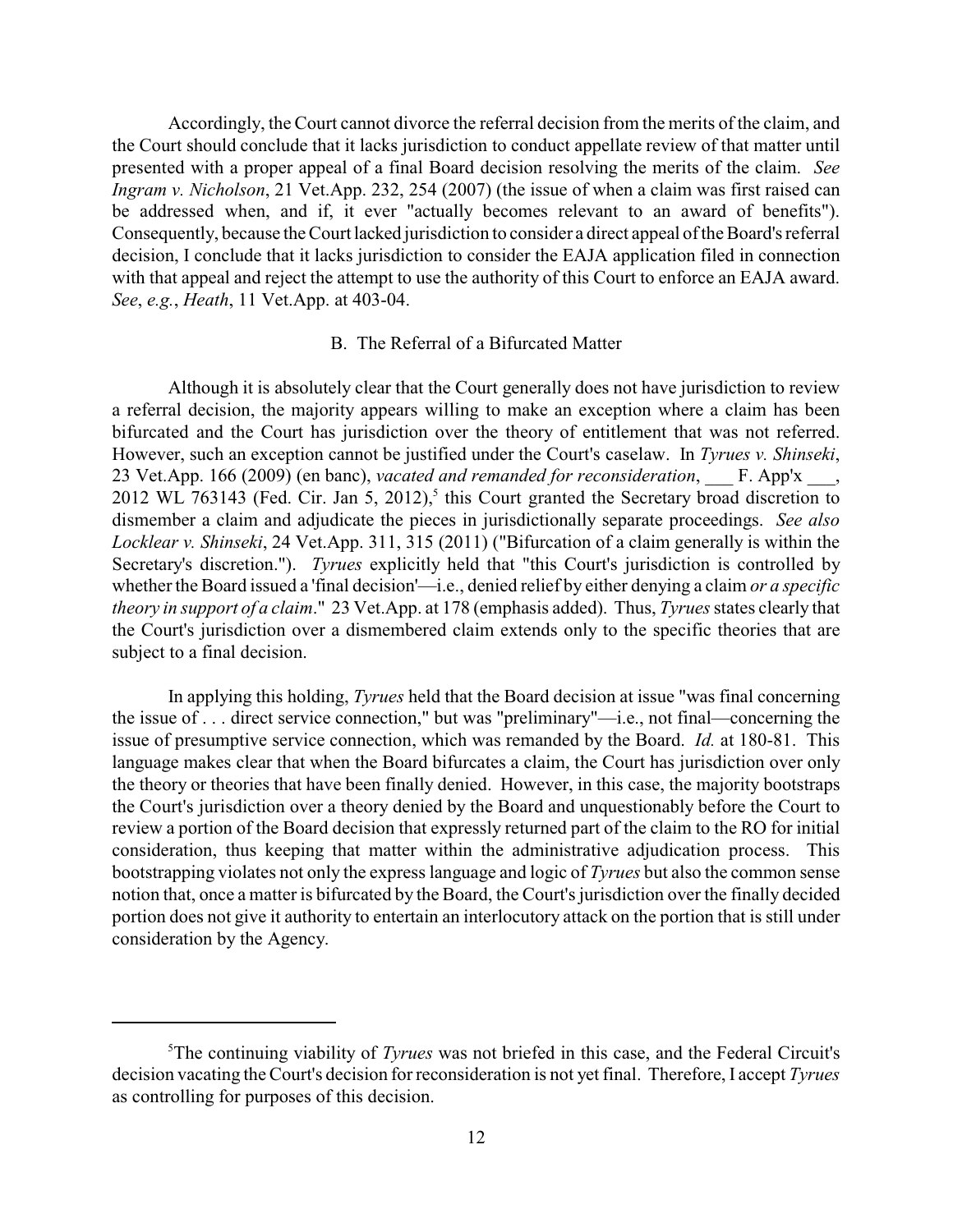Accordingly, the Court cannot divorce the referral decision from the merits of the claim, and the Court should conclude that it lacks jurisdiction to conduct appellate review of that matter until presented with a proper appeal of a final Board decision resolving the merits of the claim. *See Ingram v. Nicholson*, 21 Vet.App. 232, 254 (2007) (the issue of when a claim was first raised can be addressed when, and if, it ever "actually becomes relevant to an award of benefits"). Consequently, because the Court lacked jurisdiction to consider a direct appeal of the Board's referral decision, I conclude that it lacks jurisdiction to consider the EAJA application filed in connection with that appeal and reject the attempt to use the authority of this Court to enforce an EAJA award. *See*, *e.g.*, *Heath*, 11 Vet.App. at 403-04.

### B. The Referral of a Bifurcated Matter

Although it is absolutely clear that the Court generally does not have jurisdiction to review a referral decision, the majority appears willing to make an exception where a claim has been bifurcated and the Court has jurisdiction over the theory of entitlement that was not referred. However, such an exception cannot be justified under the Court's caselaw. In *Tyrues v. Shinseki*, 23 Vet.App. 166 (2009) (en banc), *vacated and remanded for reconsideration*, ___ F. App'x ___, 2012 WL 763143 (Fed. Cir. Jan 5, 2012),[5] this Court granted the Secretary broad discretion to dismember a claim and adjudicate the pieces in jurisdictionally separate proceedings. *See also Locklear v. Shinseki*, 24 Vet.App. 311, 315 (2011) ("Bifurcation of a claim generally is within the Secretary's discretion."). *Tyrues* explicitly held that "this Court's jurisdiction is controlled by whether the Board issued a 'final decision'—i.e., denied relief by either denying a claim *or a specific theory in support of a claim*." 23 Vet.App. at 178 (emphasis added). Thus, *Tyrues* states clearly that the Court's jurisdiction over a dismembered claim extends only to the specific theories that are subject to a final decision.

In applying this holding, *Tyrues* held that the Board decision at issue "was final concerning the issue of . . . direct service connection," but was "preliminary"—i.e., not final—concerning the issue of presumptive service connection, which was remanded by the Board. *Id.* at 180-81. This language makes clear that when the Board bifurcates a claim, the Court has jurisdiction over only the theory or theories that have been finally denied. However, in this case, the majority bootstraps the Court's jurisdiction over a theory denied by the Board and unquestionably before the Court to review a portion of the Board decision that expressly returned part of the claim to the RO for initial consideration, thus keeping that matter within the administrative adjudication process. This bootstrapping violates not only the express language and logic of *Tyrues* but also the common sense notion that, once a matter is bifurcated by the Board, the Court's jurisdiction over the finally decided portion does not give it authority to entertain an interlocutory attack on the portion that is still under consideration by the Agency.

---

[5] The continuing viability of *Tyrues* was not briefed in this case, and the Federal Circuit's decision vacating the Court's decision for reconsideration is not yet final. Therefore, I accept *Tyrues* as controlling for purposes of this decision.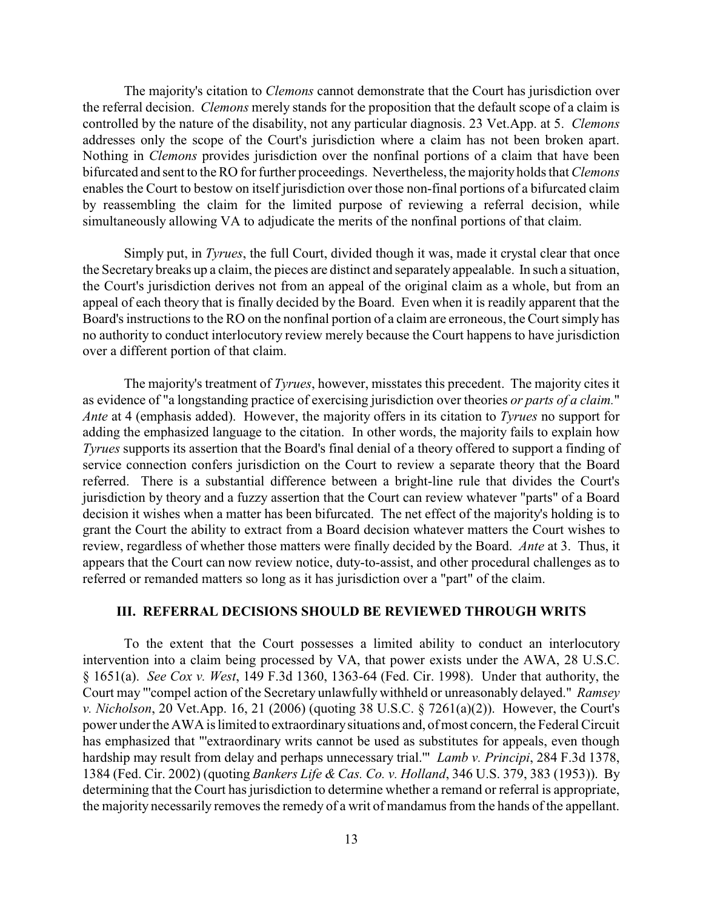The majority's citation to *Clemons* cannot demonstrate that the Court has jurisdiction over the referral decision. *Clemons* merely stands for the proposition that the default scope of a claim is controlled by the nature of the disability, not any particular diagnosis. 23 Vet.App. at 5. *Clemons* addresses only the scope of the Court's jurisdiction where a claim has not been broken apart. Nothing in *Clemons* provides jurisdiction over the nonfinal portions of a claim that have been bifurcated and sent to the RO for further proceedings. Nevertheless, the majority holds that *Clemons* enables the Court to bestow on itself jurisdiction over those non-final portions of a bifurcated claim by reassembling the claim for the limited purpose of reviewing a referral decision, while simultaneously allowing VA to adjudicate the merits of the nonfinal portions of that claim.

Simply put, in *Tyrues*, the full Court, divided though it was, made it crystal clear that once the Secretary breaks up a claim, the pieces are distinct and separately appealable. In such a situation, the Court's jurisdiction derives not from an appeal of the original claim as a whole, but from an appeal of each theory that is finally decided by the Board. Even when it is readily apparent that the Board's instructions to the RO on the nonfinal portion of a claim are erroneous, the Court simply has no authority to conduct interlocutory review merely because the Court happens to have jurisdiction over a different portion of that claim.

The majority's treatment of *Tyrues*, however, misstates this precedent. The majority cites it as evidence of "a longstanding practice of exercising jurisdiction over theories *or parts of a claim.*" *Ante* at 4 (emphasis added). However, the majority offers in its citation to *Tyrues* no support for adding the emphasized language to the citation. In other words, the majority fails to explain how *Tyrues* supports its assertion that the Board's final denial of a theory offered to support a finding of service connection confers jurisdiction on the Court to review a separate theory that the Board referred. There is a substantial difference between a bright-line rule that divides the Court's jurisdiction by theory and a fuzzy assertion that the Court can review whatever "parts" of a Board decision it wishes when a matter has been bifurcated. The net effect of the majority's holding is to grant the Court the ability to extract from a Board decision whatever matters the Court wishes to review, regardless of whether those matters were finally decided by the Board. *Ante* at 3. Thus, it appears that the Court can now review notice, duty-to-assist, and other procedural challenges as to referred or remanded matters so long as it has jurisdiction over a "part" of the claim.

### III. REFERRAL DECISIONS SHOULD BE REVIEWED THROUGH WRITS

To the extent that the Court possesses a limited ability to conduct an interlocutory intervention into a claim being processed by VA, that power exists under the AWA, 28 U.S.C. § 1651(a). *See Cox v. West*, 149 F.3d 1360, 1363-64 (Fed. Cir. 1998). Under that authority, the Court may "'compel action of the Secretary unlawfully withheld or unreasonably delayed." *Ramsey v. Nicholson*, 20 Vet.App. 16, 21 (2006) (quoting 38 U.S.C. § 7261(a)(2)). However, the Court's power under the AWA is limited to extraordinary situations and, of most concern, the Federal Circuit has emphasized that "'extraordinary writs cannot be used as substitutes for appeals, even though hardship may result from delay and perhaps unnecessary trial.'" *Lamb v. Principi*, 284 F.3d 1378, 1384 (Fed. Cir. 2002) (quoting *Bankers Life & Cas. Co. v. Holland*, 346 U.S. 379, 383 (1953)). By determining that the Court has jurisdiction to determine whether a remand or referral is appropriate, the majority necessarily removes the remedy of a writ of mandamus from the hands of the appellant.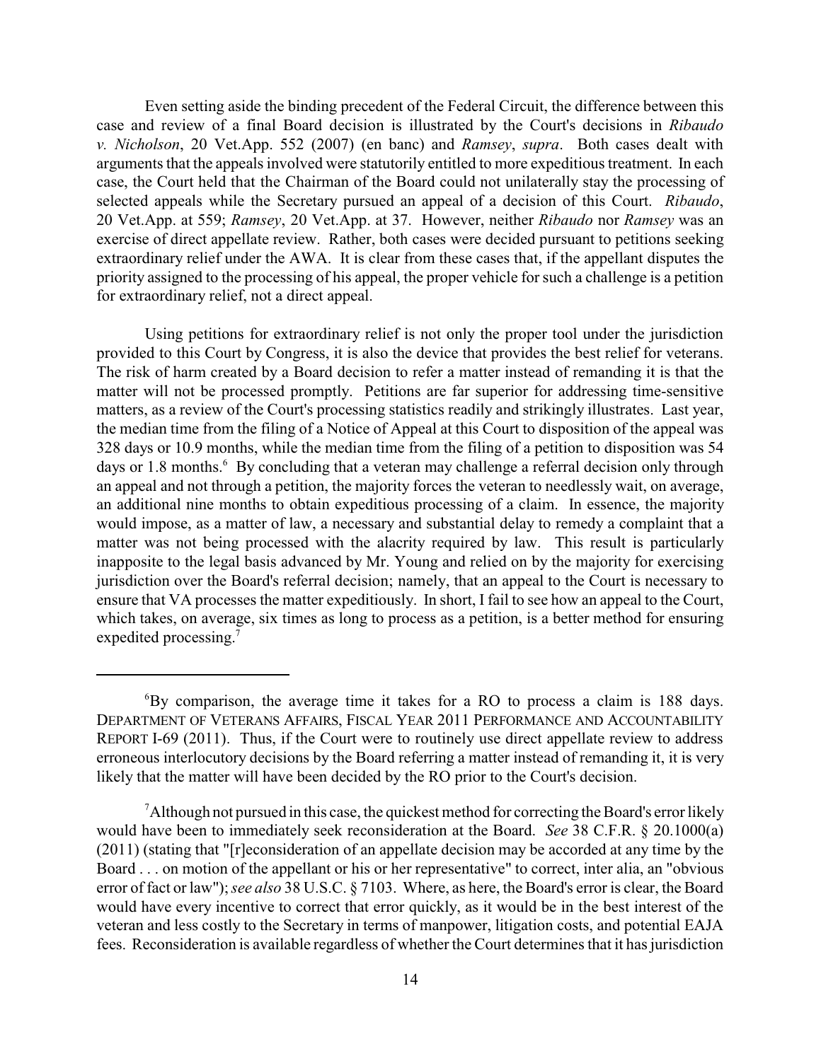Even setting aside the binding precedent of the Federal Circuit, the difference between this case and review of a final Board decision is illustrated by the Court's decisions in *Ribaudo v. Nicholson*, 20 Vet.App. 552 (2007) (en banc) and *Ramsey*, *supra*. Both cases dealt with arguments that the appeals involved were statutorily entitled to more expeditious treatment. In each case, the Court held that the Chairman of the Board could not unilaterally stay the processing of selected appeals while the Secretary pursued an appeal of a decision of this Court. *Ribaudo*, 20 Vet.App. at 559; *Ramsey*, 20 Vet.App. at 37. However, neither *Ribaudo* nor *Ramsey* was an exercise of direct appellate review. Rather, both cases were decided pursuant to petitions seeking extraordinary relief under the AWA. It is clear from these cases that, if the appellant disputes the priority assigned to the processing of his appeal, the proper vehicle for such a challenge is a petition for extraordinary relief, not a direct appeal.

Using petitions for extraordinary relief is not only the proper tool under the jurisdiction provided to this Court by Congress, it is also the device that provides the best relief for veterans. The risk of harm created by a Board decision to refer a matter instead of remanding it is that the matter will not be processed promptly. Petitions are far superior for addressing time-sensitive matters, as a review of the Court's processing statistics readily and strikingly illustrates. Last year, the median time from the filing of a Notice of Appeal at this Court to disposition of the appeal was 328 days or 10.9 months, while the median time from the filing of a petition to disposition was 54 days or 1.8 months.[6] By concluding that a veteran may challenge a referral decision only through an appeal and not through a petition, the majority forces the veteran to needlessly wait, on average, an additional nine months to obtain expeditious processing of a claim. In essence, the majority would impose, as a matter of law, a necessary and substantial delay to remedy a complaint that a matter was not being processed with the alacrity required by law. This result is particularly inapposite to the legal basis advanced by Mr. Young and relied on by the majority for exercising jurisdiction over the Board's referral decision; namely, that an appeal to the Court is necessary to ensure that VA processes the matter expeditiously. In short, I fail to see how an appeal to the Court, which takes, on average, six times as long to process as a petition, is a better method for ensuring expedited processing.[7]

---

[6]By comparison, the average time it takes for a RO to process a claim is 188 days. DEPARTMENT OF VETERANS AFFAIRS, FISCAL YEAR 2011 PERFORMANCE AND ACCOUNTABILITY REPORT I-69 (2011). Thus, if the Court were to routinely use direct appellate review to address erroneous interlocutory decisions by the Board referring a matter instead of remanding it, it is very likely that the matter will have been decided by the RO prior to the Court's decision.

[7]Although not pursued in this case, the quickest method for correcting the Board's error likely would have been to immediately seek reconsideration at the Board. *See* 38 C.F.R. § 20.1000(a) (2011) (stating that "[r]econsideration of an appellate decision may be accorded at any time by the Board . . . on motion of the appellant or his or her representative" to correct, inter alia, an "obvious error of fact or law"); *see also* 38 U.S.C. § 7103. Where, as here, the Board's error is clear, the Board would have every incentive to correct that error quickly, as it would be in the best interest of the veteran and less costly to the Secretary in terms of manpower, litigation costs, and potential EAJA fees. Reconsideration is available regardless of whether the Court determines that it has jurisdiction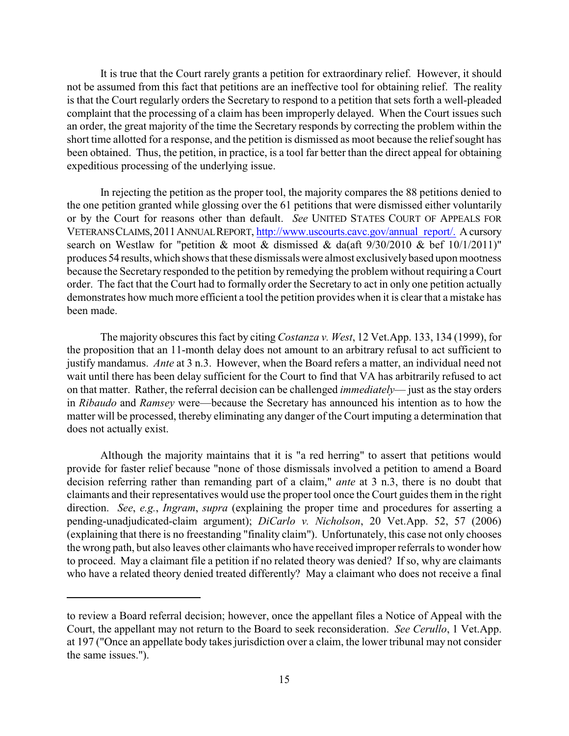It is true that the Court rarely grants a petition for extraordinary relief. However, it should not be assumed from this fact that petitions are an ineffective tool for obtaining relief. The reality is that the Court regularly orders the Secretary to respond to a petition that sets forth a well-pleaded complaint that the processing of a claim has been improperly delayed. When the Court issues such an order, the great majority of the time the Secretary responds by correcting the problem within the short time allotted for a response, and the petition is dismissed as moot because the relief sought has been obtained. Thus, the petition, in practice, is a tool far better than the direct appeal for obtaining expeditious processing of the underlying issue.

In rejecting the petition as the proper tool, the majority compares the 88 petitions denied to the one petition granted while glossing over the 61 petitions that were dismissed either voluntarily or by the Court for reasons other than default. *See* UNITED STATES COURT OF APPEALS FOR VETERANS CLAIMS, 2011 ANNUAL REPORT, http://www.uscourts.cavc.gov/annual_report/. A cursory search on Westlaw for "petition & moot & dismissed & da(aft 9/30/2010 & bef 10/1/2011)" produces 54 results, which shows that these dismissals were almost exclusively based upon mootness because the Secretary responded to the petition by remedying the problem without requiring a Court order. The fact that the Court had to formally order the Secretary to act in only one petition actually demonstrates how much more efficient a tool the petition provides when it is clear that a mistake has been made.

The majority obscures this fact by citing *Costanza v. West*, 12 Vet.App. 133, 134 (1999), for the proposition that an 11-month delay does not amount to an arbitrary refusal to act sufficient to justify mandamus. *Ante* at 3 n.3. However, when the Board refers a matter, an individual need not wait until there has been delay sufficient for the Court to find that VA has arbitrarily refused to act on that matter. Rather, the referral decision can be challenged *immediately*— just as the stay orders in *Ribaudo* and *Ramsey* were—because the Secretary has announced his intention as to how the matter will be processed, thereby eliminating any danger of the Court imputing a determination that does not actually exist.

Although the majority maintains that it is "a red herring" to assert that petitions would provide for faster relief because "none of those dismissals involved a petition to amend a Board decision referring rather than remanding part of a claim," *ante* at 3 n.3, there is no doubt that claimants and their representatives would use the proper tool once the Court guides them in the right direction. *See*, *e.g.*, *Ingram*, *supra* (explaining the proper time and procedures for asserting a pending-unadjudicated-claim argument); *DiCarlo v. Nicholson*, 20 Vet.App. 52, 57 (2006) (explaining that there is no freestanding "finality claim"). Unfortunately, this case not only chooses the wrong path, but also leaves other claimants who have received improper referrals to wonder how to proceed. May a claimant file a petition if no related theory was denied? If so, why are claimants who have a related theory denied treated differently? May a claimant who does not receive a final

---

to review a Board referral decision; however, once the appellant files a Notice of Appeal with the Court, the appellant may not return to the Board to seek reconsideration. *See Cerullo*, 1 Vet.App. at 197 ("Once an appellate body takes jurisdiction over a claim, the lower tribunal may not consider the same issues.").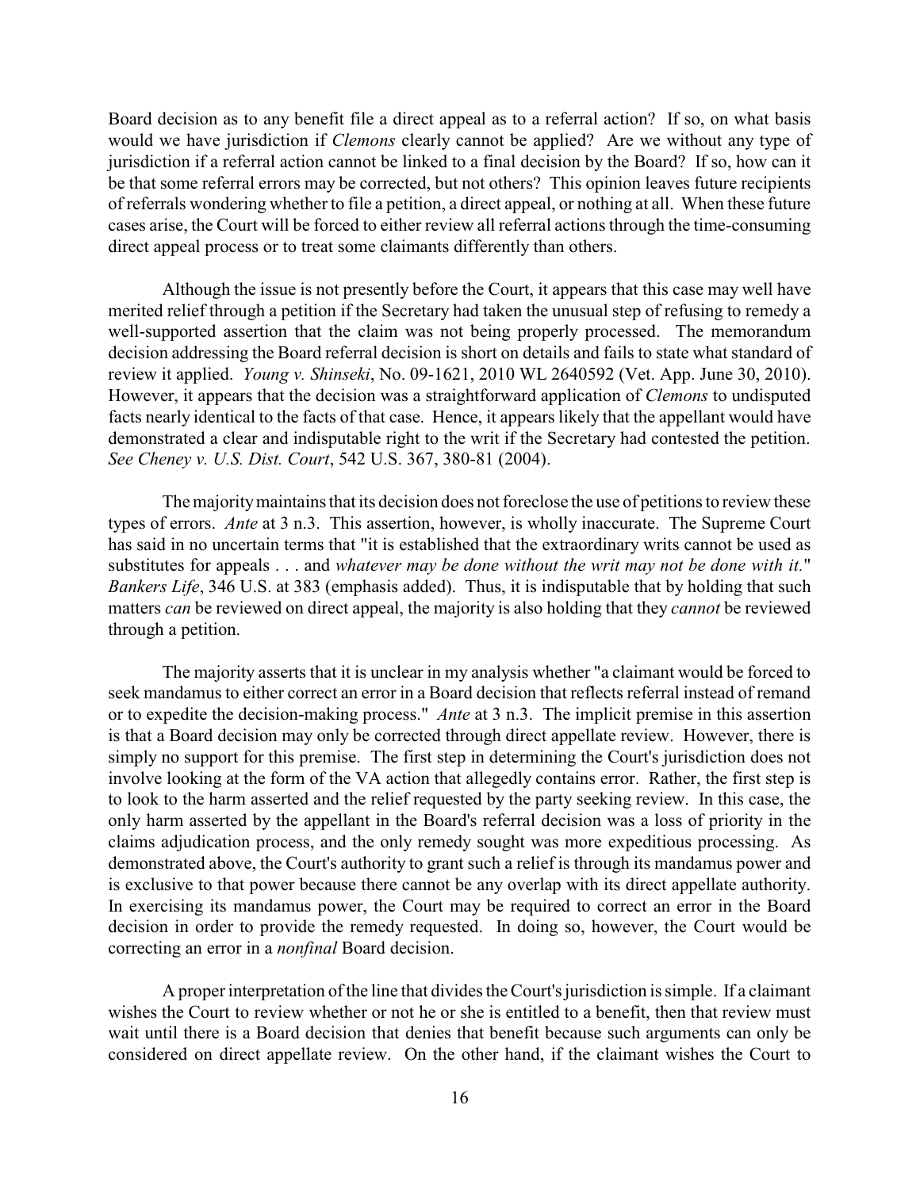Board decision as to any benefit file a direct appeal as to a referral action? If so, on what basis would we have jurisdiction if *Clemons* clearly cannot be applied? Are we without any type of jurisdiction if a referral action cannot be linked to a final decision by the Board? If so, how can it be that some referral errors may be corrected, but not others? This opinion leaves future recipients of referrals wondering whether to file a petition, a direct appeal, or nothing at all. When these future cases arise, the Court will be forced to either review all referral actions through the time-consuming direct appeal process or to treat some claimants differently than others.

Although the issue is not presently before the Court, it appears that this case may well have merited relief through a petition if the Secretary had taken the unusual step of refusing to remedy a well-supported assertion that the claim was not being properly processed. The memorandum decision addressing the Board referral decision is short on details and fails to state what standard of review it applied. *Young v. Shinseki*, No. 09-1621, 2010 WL 2640592 (Vet. App. June 30, 2010). However, it appears that the decision was a straightforward application of *Clemons* to undisputed facts nearly identical to the facts of that case. Hence, it appears likely that the appellant would have demonstrated a clear and indisputable right to the writ if the Secretary had contested the petition. *See Cheney v. U.S. Dist. Court*, 542 U.S. 367, 380-81 (2004).

The majority maintains that its decision does not foreclose the use of petitions to review these types of errors. *Ante* at 3 n.3. This assertion, however, is wholly inaccurate. The Supreme Court has said in no uncertain terms that "it is established that the extraordinary writs cannot be used as substitutes for appeals . . . and *whatever may be done without the writ may not be done with it.*" *Bankers Life*, 346 U.S. at 383 (emphasis added). Thus, it is indisputable that by holding that such matters *can* be reviewed on direct appeal, the majority is also holding that they *cannot* be reviewed through a petition.

The majority asserts that it is unclear in my analysis whether "a claimant would be forced to seek mandamus to either correct an error in a Board decision that reflects referral instead of remand or to expedite the decision-making process." *Ante* at 3 n.3. The implicit premise in this assertion is that a Board decision may only be corrected through direct appellate review. However, there is simply no support for this premise. The first step in determining the Court's jurisdiction does not involve looking at the form of the VA action that allegedly contains error. Rather, the first step is to look to the harm asserted and the relief requested by the party seeking review. In this case, the only harm asserted by the appellant in the Board's referral decision was a loss of priority in the claims adjudication process, and the only remedy sought was more expeditious processing. As demonstrated above, the Court's authority to grant such a relief is through its mandamus power and is exclusive to that power because there cannot be any overlap with its direct appellate authority. In exercising its mandamus power, the Court may be required to correct an error in the Board decision in order to provide the remedy requested. In doing so, however, the Court would be correcting an error in a *nonfinal* Board decision.

A proper interpretation of the line that divides the Court's jurisdiction is simple. If a claimant wishes the Court to review whether or not he or she is entitled to a benefit, then that review must wait until there is a Board decision that denies that benefit because such arguments can only be considered on direct appellate review. On the other hand, if the claimant wishes the Court to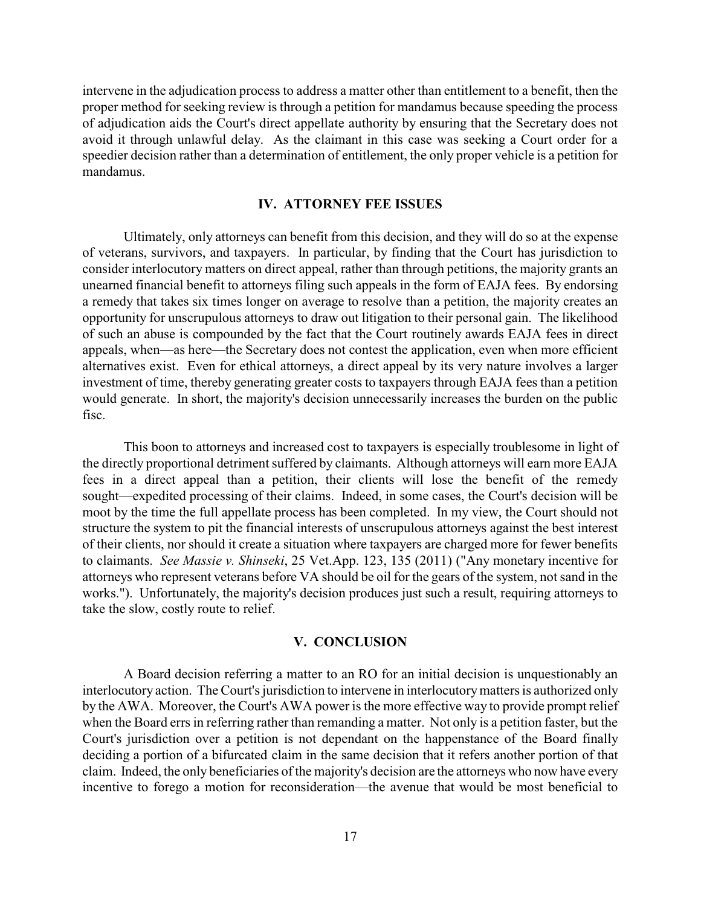intervene in the adjudication process to address a matter other than entitlement to a benefit, then the proper method for seeking review is through a petition for mandamus because speeding the process of adjudication aids the Court's direct appellate authority by ensuring that the Secretary does not avoid it through unlawful delay. As the claimant in this case was seeking a Court order for a speedier decision rather than a determination of entitlement, the only proper vehicle is a petition for mandamus.

## IV. ATTORNEY FEE ISSUES

Ultimately, only attorneys can benefit from this decision, and they will do so at the expense of veterans, survivors, and taxpayers. In particular, by finding that the Court has jurisdiction to consider interlocutory matters on direct appeal, rather than through petitions, the majority grants an unearned financial benefit to attorneys filing such appeals in the form of EAJA fees. By endorsing a remedy that takes six times longer on average to resolve than a petition, the majority creates an opportunity for unscrupulous attorneys to draw out litigation to their personal gain. The likelihood of such an abuse is compounded by the fact that the Court routinely awards EAJA fees in direct appeals, when—as here—the Secretary does not contest the application, even when more efficient alternatives exist. Even for ethical attorneys, a direct appeal by its very nature involves a larger investment of time, thereby generating greater costs to taxpayers through EAJA fees than a petition would generate. In short, the majority's decision unnecessarily increases the burden on the public fisc.

This boon to attorneys and increased cost to taxpayers is especially troublesome in light of the directly proportional detriment suffered by claimants. Although attorneys will earn more EAJA fees in a direct appeal than a petition, their clients will lose the benefit of the remedy sought—expedited processing of their claims. Indeed, in some cases, the Court's decision will be moot by the time the full appellate process has been completed. In my view, the Court should not structure the system to pit the financial interests of unscrupulous attorneys against the best interest of their clients, nor should it create a situation where taxpayers are charged more for fewer benefits to claimants. *See Massie v. Shinseki*, 25 Vet.App. 123, 135 (2011) ("Any monetary incentive for attorneys who represent veterans before VA should be oil for the gears of the system, not sand in the works."). Unfortunately, the majority's decision produces just such a result, requiring attorneys to take the slow, costly route to relief.

## V. CONCLUSION

A Board decision referring a matter to an RO for an initial decision is unquestionably an interlocutory action. The Court's jurisdiction to intervene in interlocutory matters is authorized only by the AWA. Moreover, the Court's AWA power is the more effective way to provide prompt relief when the Board errs in referring rather than remanding a matter. Not only is a petition faster, but the Court's jurisdiction over a petition is not dependant on the happenstance of the Board finally deciding a portion of a bifurcated claim in the same decision that it refers another portion of that claim. Indeed, the only beneficiaries of the majority's decision are the attorneys who now have every incentive to forego a motion for reconsideration—the avenue that would be most beneficial to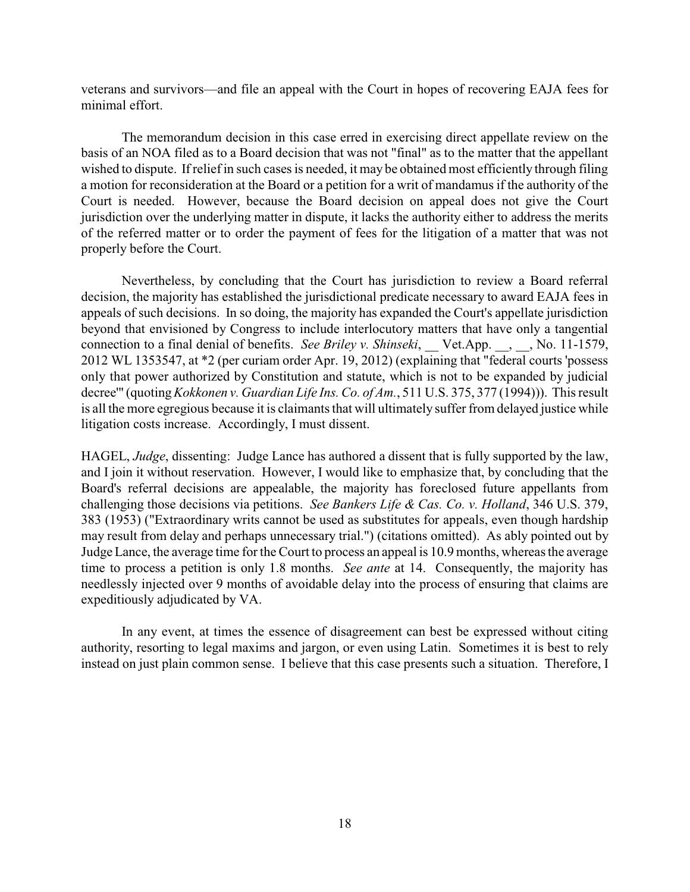veterans and survivors—and file an appeal with the Court in hopes of recovering EAJA fees for minimal effort.

The memorandum decision in this case erred in exercising direct appellate review on the basis of an NOA filed as to a Board decision that was not "final" as to the matter that the appellant wished to dispute. If relief in such cases is needed, it may be obtained most efficiently through filing a motion for reconsideration at the Board or a petition for a writ of mandamus if the authority of the Court is needed. However, because the Board decision on appeal does not give the Court jurisdiction over the underlying matter in dispute, it lacks the authority either to address the merits of the referred matter or to order the payment of fees for the litigation of a matter that was not properly before the Court.

Nevertheless, by concluding that the Court has jurisdiction to review a Board referral decision, the majority has established the jurisdictional predicate necessary to award EAJA fees in appeals of such decisions. In so doing, the majority has expanded the Court's appellate jurisdiction beyond that envisioned by Congress to include interlocutory matters that have only a tangential connection to a final denial of benefits. *See Briley v. Shinseki*, __ Vet.App. __, __, No. 11-1579, 2012 WL 1353547, at *2 (per curiam order Apr. 19, 2012) (explaining that "federal courts 'possess only that power authorized by Constitution and statute, which is not to be expanded by judicial decree'" (quoting *Kokkonen v. Guardian Life Ins. Co. of Am.*, 511 U.S. 375, 377 (1994))). This result is all the more egregious because it is claimants that will ultimately suffer from delayed justice while litigation costs increase. Accordingly, I must dissent.

HAGEL, *Judge*, dissenting: Judge Lance has authored a dissent that is fully supported by the law, and I join it without reservation. However, I would like to emphasize that, by concluding that the Board's referral decisions are appealable, the majority has foreclosed future appellants from challenging those decisions via petitions. *See Bankers Life & Cas. Co. v. Holland*, 346 U.S. 379, 383 (1953) ("Extraordinary writs cannot be used as substitutes for appeals, even though hardship may result from delay and perhaps unnecessary trial.") (citations omitted). As ably pointed out by Judge Lance, the average time for the Court to process an appeal is 10.9 months, whereas the average time to process a petition is only 1.8 months. *See ante* at 14. Consequently, the majority has needlessly injected over 9 months of avoidable delay into the process of ensuring that claims are expeditiously adjudicated by VA.

In any event, at times the essence of disagreement can best be expressed without citing authority, resorting to legal maxims and jargon, or even using Latin. Sometimes it is best to rely instead on just plain common sense. I believe that this case presents such a situation. Therefore, I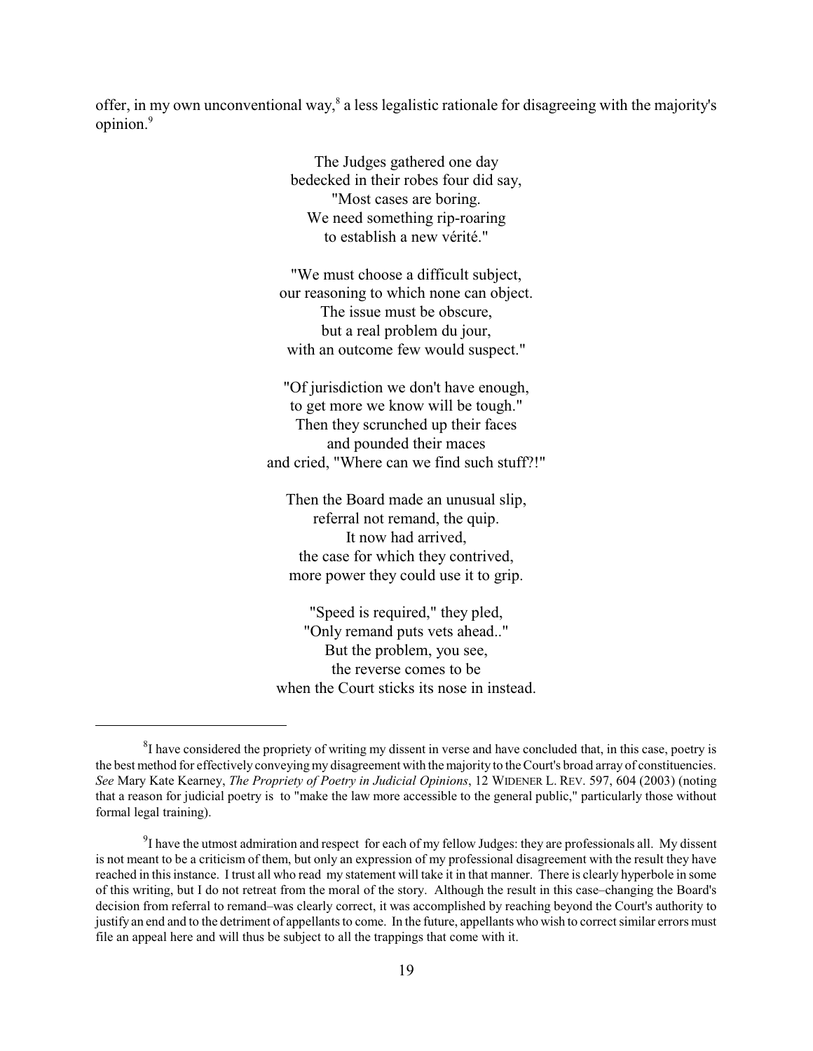offer, in my own unconventional way,[8] a less legalistic rationale for disagreeing with the majority's opinion.[9]

The Judges gathered one day  
bedecked in their robes four did say,  
"Most cases are boring.  
We need something rip-roaring  
to establish a new vérité."

"We must choose a difficult subject,  
our reasoning to which none can object.  
The issue must be obscure,  
but a real problem du jour,  
with an outcome few would suspect."

"Of jurisdiction we don't have enough,  
to get more we know will be tough."  
Then they scrunched up their faces  
and pounded their maces  
and cried, "Where can we find such stuff?!"

Then the Board made an unusual slip,  
referral not remand, the quip.  
It now had arrived,  
the case for which they contrived,  
more power they could use it to grip.

"Speed is required," they pled,  
"Only remand puts vets ahead.."  
But the problem, you see,  
the reverse comes to be  
when the Court sticks its nose in instead.

---

[8] I have considered the propriety of writing my dissent in verse and have concluded that, in this case, poetry is the best method for effectively conveying my disagreement with the majority to the Court's broad array of constituencies. *See* Mary Kate Kearney, *The Propriety of Poetry in Judicial Opinions*, 12 WIDENER L. REV. 597, 604 (2003) (noting that a reason for judicial poetry is to "make the law more accessible to the general public," particularly those without formal legal training).

[9] I have the utmost admiration and respect for each of my fellow Judges: they are professionals all. My dissent is not meant to be a criticism of them, but only an expression of my professional disagreement with the result they have reached in this instance. I trust all who read my statement will take it in that manner. There is clearly hyperbole in some of this writing, but I do not retreat from the moral of the story. Although the result in this case–changing the Board's decision from referral to remand–was clearly correct, it was accomplished by reaching beyond the Court's authority to justify an end and to the detriment of appellants to come. In the future, appellants who wish to correct similar errors must file an appeal here and will thus be subject to all the trappings that come with it.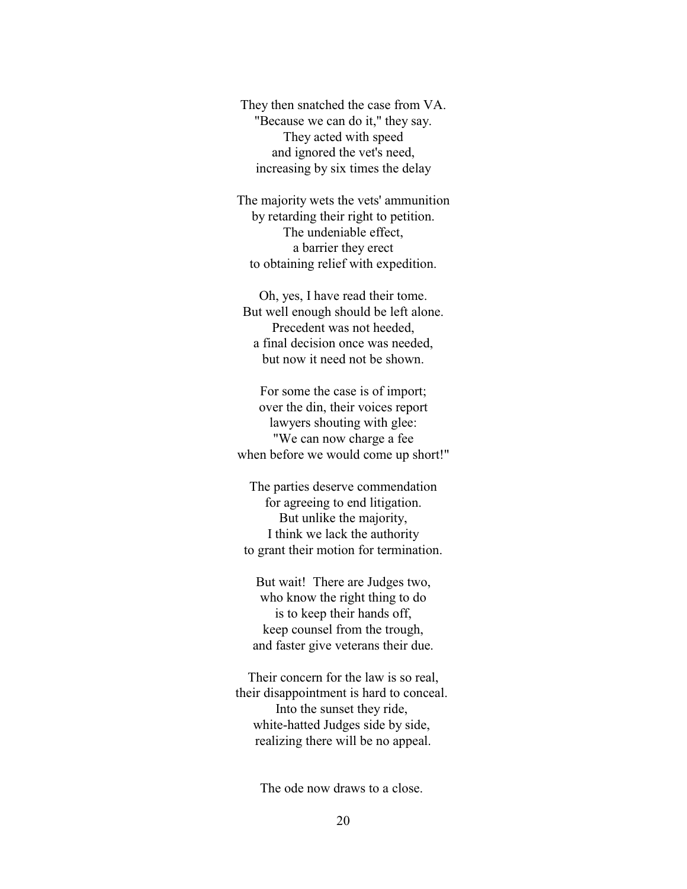They then snatched the case from VA.  
"Because we can do it," they say.  
They acted with speed  
and ignored the vet's need,  
increasing by six times the delay

The majority wets the vets' ammunition  
by retarding their right to petition.  
The undeniable effect,  
a barrier they erect  
to obtaining relief with expedition.

Oh, yes, I have read their tome.  
But well enough should be left alone.  
Precedent was not heeded,  
a final decision once was needed,  
but now it need not be shown.

For some the case is of import;  
over the din, their voices report  
lawyers shouting with glee:  
"We can now charge a fee  
when before we would come up short!"

The parties deserve commendation  
for agreeing to end litigation.  
But unlike the majority,  
I think we lack the authority  
to grant their motion for termination.

But wait!  There are Judges two,  
who know the right thing to do  
is to keep their hands off,  
keep counsel from the trough,  
and faster give veterans their due.

Their concern for the law is so real,  
their disappointment is hard to conceal.  
Into the sunset they ride,  
white-hatted Judges side by side,  
realizing there will be no appeal.

The ode now draws to a close.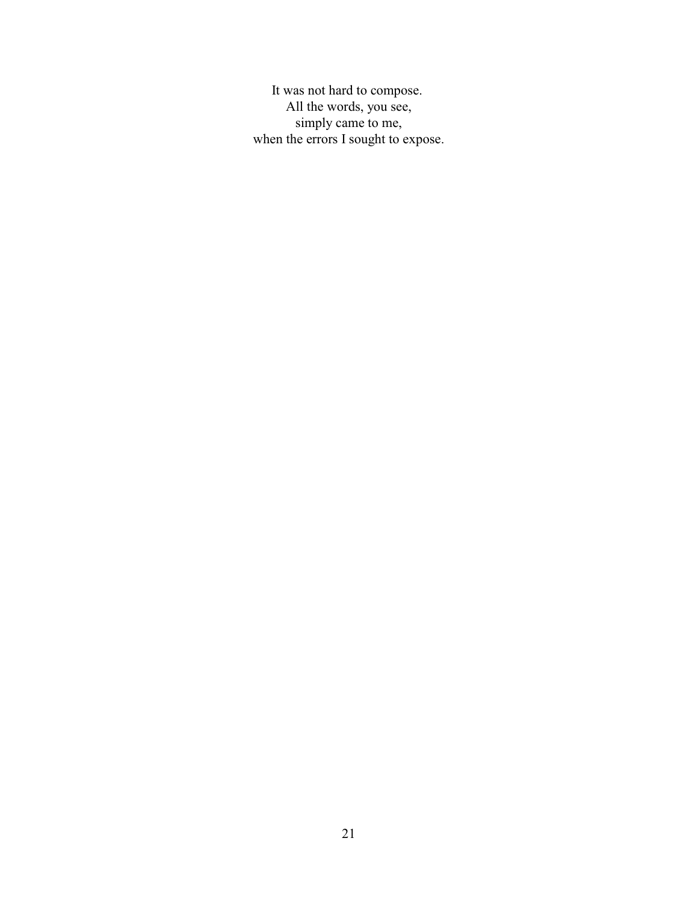It was not hard to compose.  
All the words, you see,  
simply came to me,  
when the errors I sought to expose.